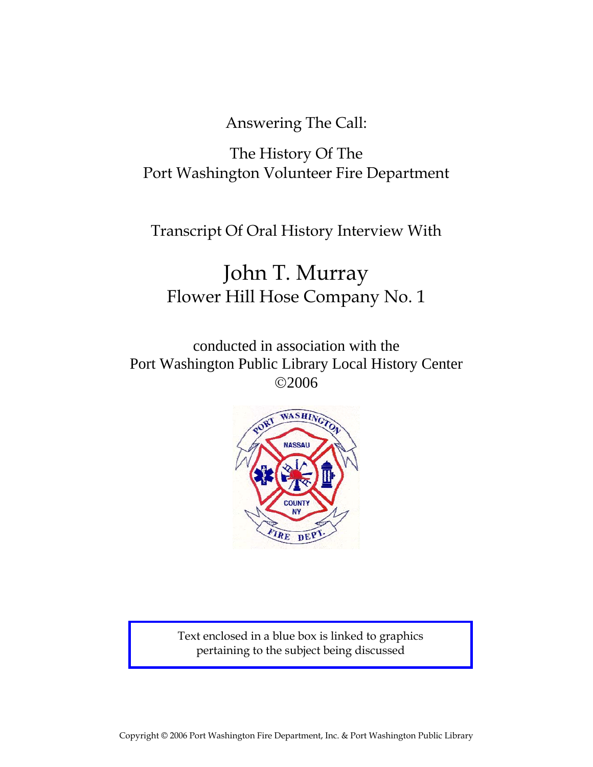Answering The Call:

The History Of The
Port Washington Volunteer Fire Department

Transcript Of Oral History Interview With

# John T. Murray
## Flower Hill Hose Company No. 1

conducted in association with the
Port Washington Public Library Local History Center
©2006

Text enclosed in a blue box is linked to graphics pertaining to the subject being discussed

Copyright © 2006 Port Washington Fire Department, Inc. & Port Washington Public Library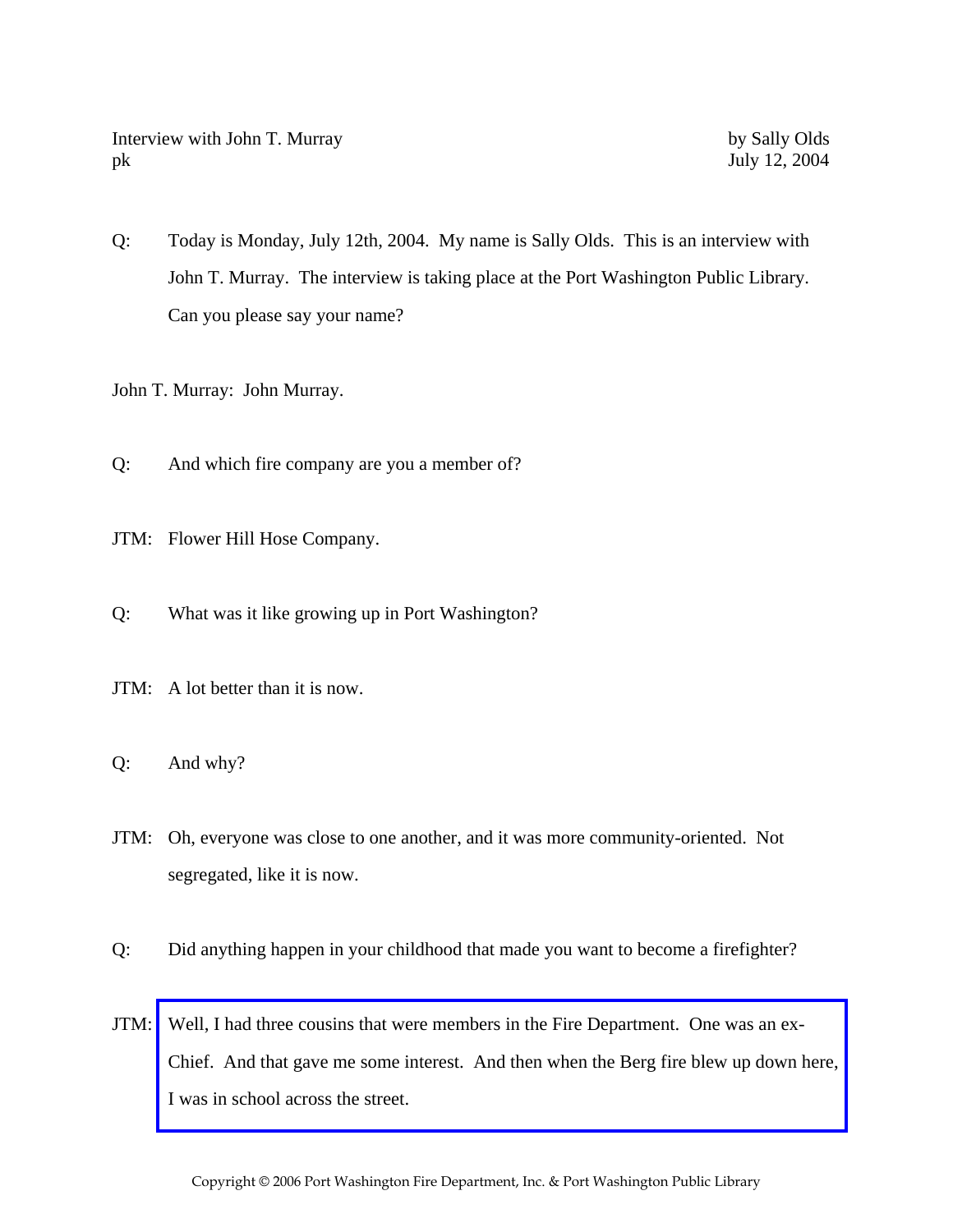Interview with John T. Murray by Sally Olds
pk July 12, 2004

Q: Today is Monday, July 12th, 2004. My name is Sally Olds. This is an interview with John T. Murray. The interview is taking place at the Port Washington Public Library. Can you please say your name?

John T. Murray: John Murray.

Q: And which fire company are you a member of?

JTM: Flower Hill Hose Company.

Q: What was it like growing up in Port Washington?

JTM: A lot better than it is now.

Q: And why?

JTM: Oh, everyone was close to one another, and it was more community-oriented. Not segregated, like it is now.

Q: Did anything happen in your childhood that made you want to become a firefighter?

JTM: Well, I had three cousins that were members in the Fire Department. One was an ex-Chief. And that gave me some interest. And then when the Berg fire blew up down here, I was in school across the street.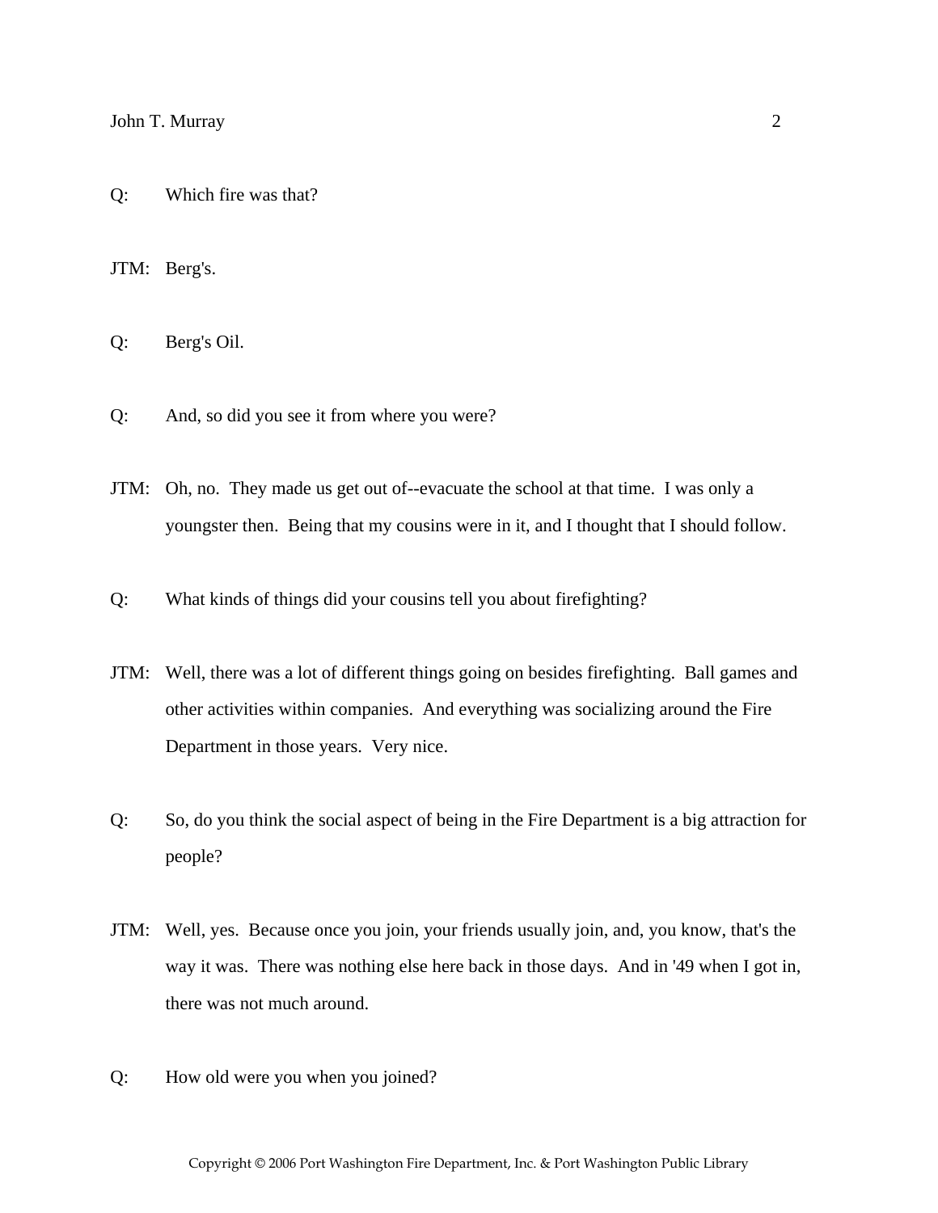Q: Which fire was that?

JTM: Berg's.

Q: Berg's Oil.

Q: And, so did you see it from where you were?

JTM: Oh, no. They made us get out of--evacuate the school at that time. I was only a youngster then. Being that my cousins were in it, and I thought that I should follow.

Q: What kinds of things did your cousins tell you about firefighting?

JTM: Well, there was a lot of different things going on besides firefighting. Ball games and other activities within companies. And everything was socializing around the Fire Department in those years. Very nice.

Q: So, do you think the social aspect of being in the Fire Department is a big attraction for people?

JTM: Well, yes. Because once you join, your friends usually join, and, you know, that's the way it was. There was nothing else here back in those days. And in '49 when I got in, there was not much around.

Q: How old were you when you joined?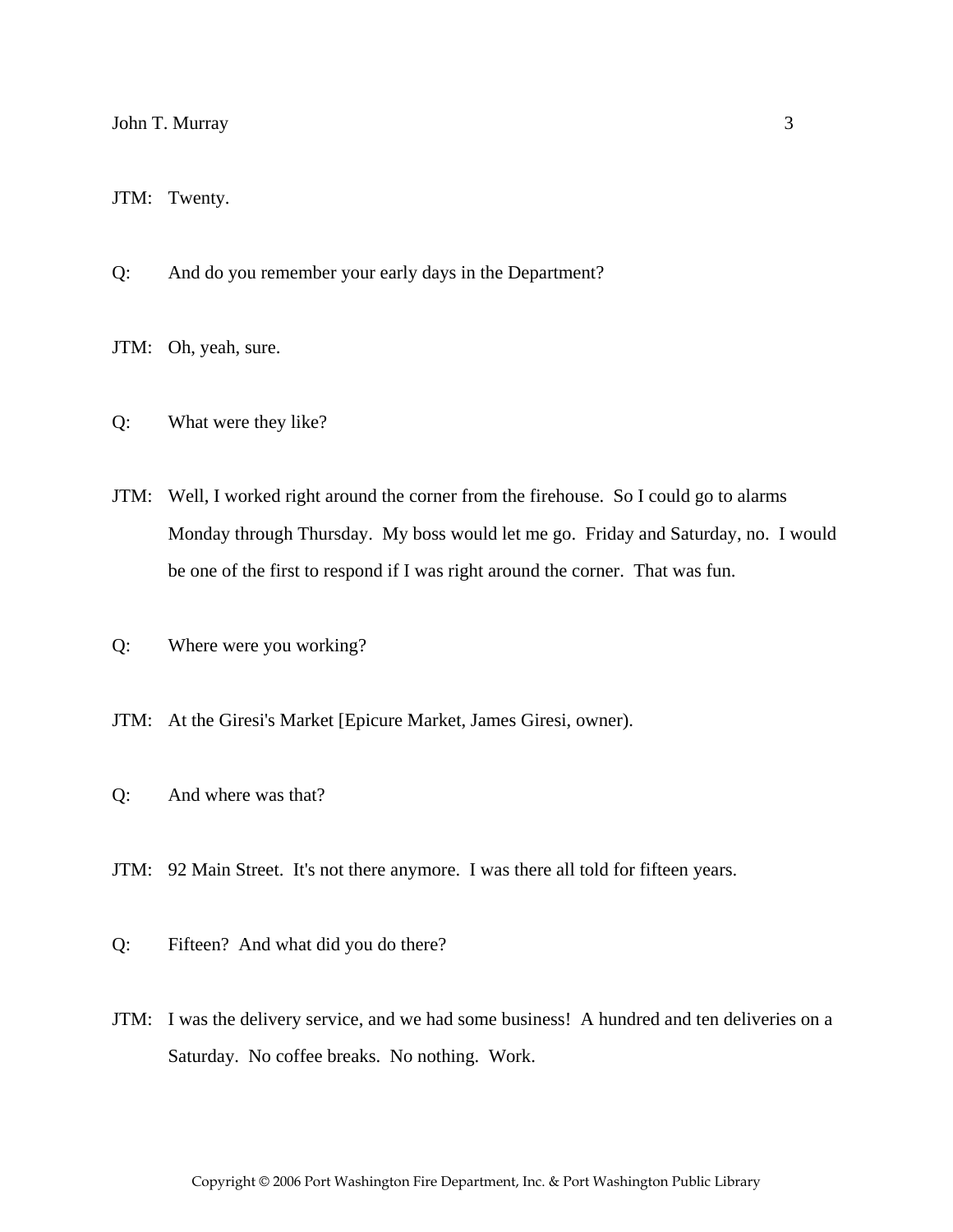JTM: Twenty.

Q: And do you remember your early days in the Department?

JTM: Oh, yeah, sure.

Q: What were they like?

JTM: Well, I worked right around the corner from the firehouse. So I could go to alarms Monday through Thursday. My boss would let me go. Friday and Saturday, no. I would be one of the first to respond if I was right around the corner. That was fun.

Q: Where were you working?

JTM: At the Giresi's Market [Epicure Market, James Giresi, owner).

Q: And where was that?

JTM: 92 Main Street. It's not there anymore. I was there all told for fifteen years.

Q: Fifteen? And what did you do there?

JTM: I was the delivery service, and we had some business! A hundred and ten deliveries on a Saturday. No coffee breaks. No nothing. Work.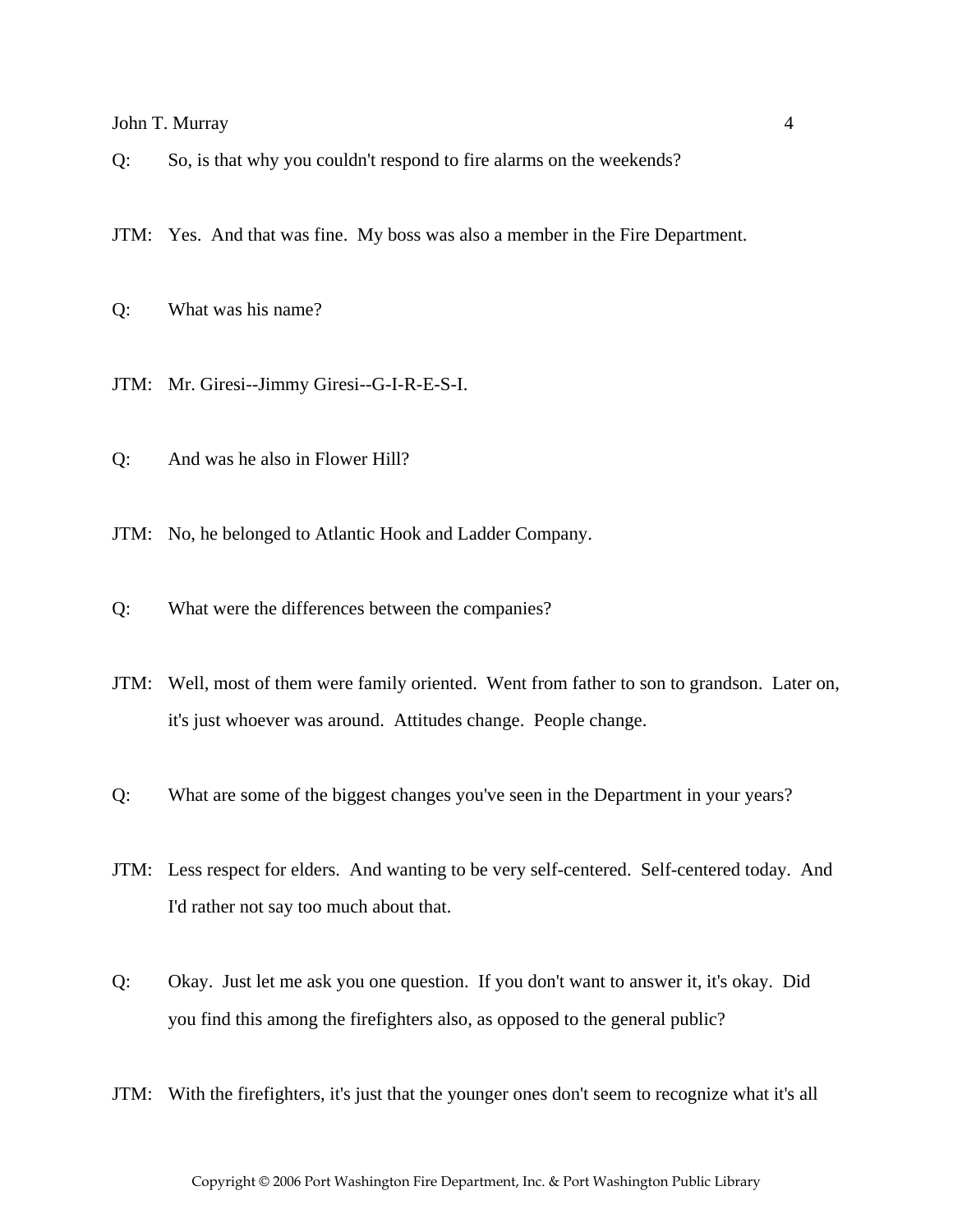Q: So, is that why you couldn't respond to fire alarms on the weekends?

JTM: Yes. And that was fine. My boss was also a member in the Fire Department.

Q: What was his name?

JTM: Mr. Giresi--Jimmy Giresi--G-I-R-E-S-I.

Q: And was he also in Flower Hill?

JTM: No, he belonged to Atlantic Hook and Ladder Company.

Q: What were the differences between the companies?

JTM: Well, most of them were family oriented. Went from father to son to grandson. Later on, it's just whoever was around. Attitudes change. People change.

Q: What are some of the biggest changes you've seen in the Department in your years?

JTM: Less respect for elders. And wanting to be very self-centered. Self-centered today. And I'd rather not say too much about that.

Q: Okay. Just let me ask you one question. If you don't want to answer it, it's okay. Did you find this among the firefighters also, as opposed to the general public?

JTM: With the firefighters, it's just that the younger ones don't seem to recognize what it's all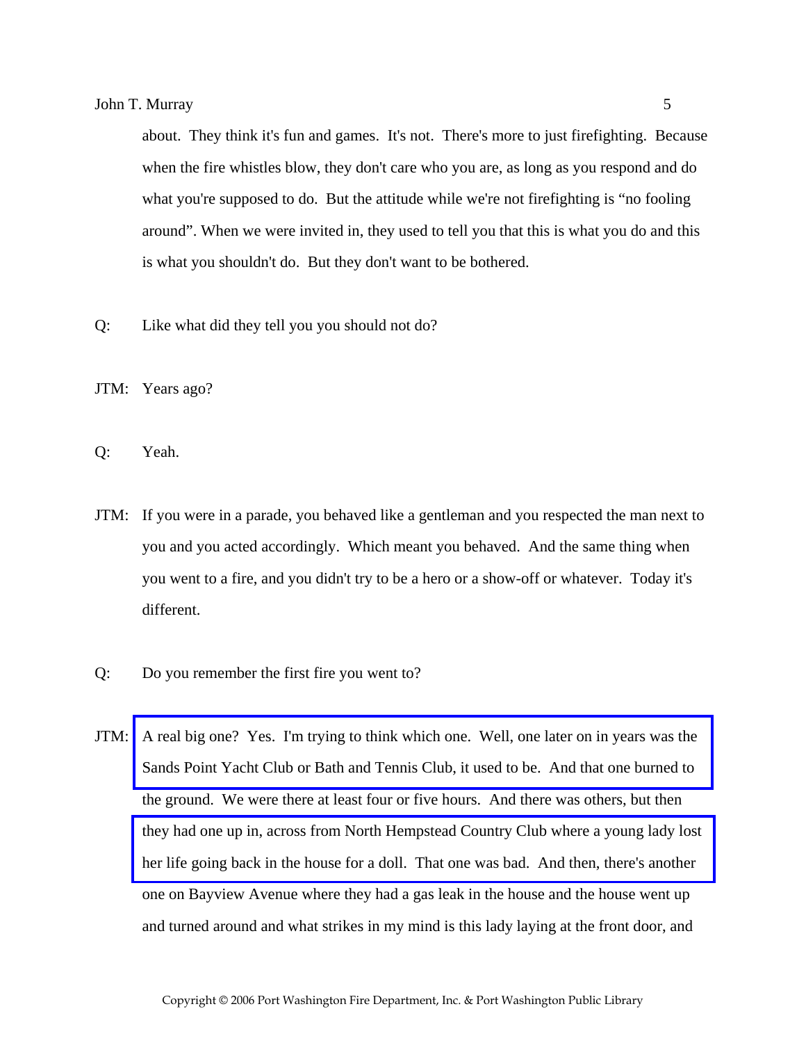about. They think it's fun and games. It's not. There's more to just firefighting. Because when the fire whistles blow, they don't care who you are, as long as you respond and do what you're supposed to do. But the attitude while we're not firefighting is "no fooling around". When we were invited in, they used to tell you that this is what you do and this is what you shouldn't do. But they don't want to be bothered.

Q: Like what did they tell you you should not do?

JTM: Years ago?

Q: Yeah.

JTM: If you were in a parade, you behaved like a gentleman and you respected the man next to you and you acted accordingly. Which meant you behaved. And the same thing when you went to a fire, and you didn't try to be a hero or a show-off or whatever. Today it's different.

Q: Do you remember the first fire you went to?

JTM: A real big one? Yes. I'm trying to think which one. Well, one later on in years was the Sands Point Yacht Club or Bath and Tennis Club, it used to be. And that one burned to the ground. We were there at least four or five hours. And there was others, but then they had one up in, across from North Hempstead Country Club where a young lady lost her life going back in the house for a doll. That one was bad. And then, there's another one on Bayview Avenue where they had a gas leak in the house and the house went up and turned around and what strikes in my mind is this lady laying at the front door, and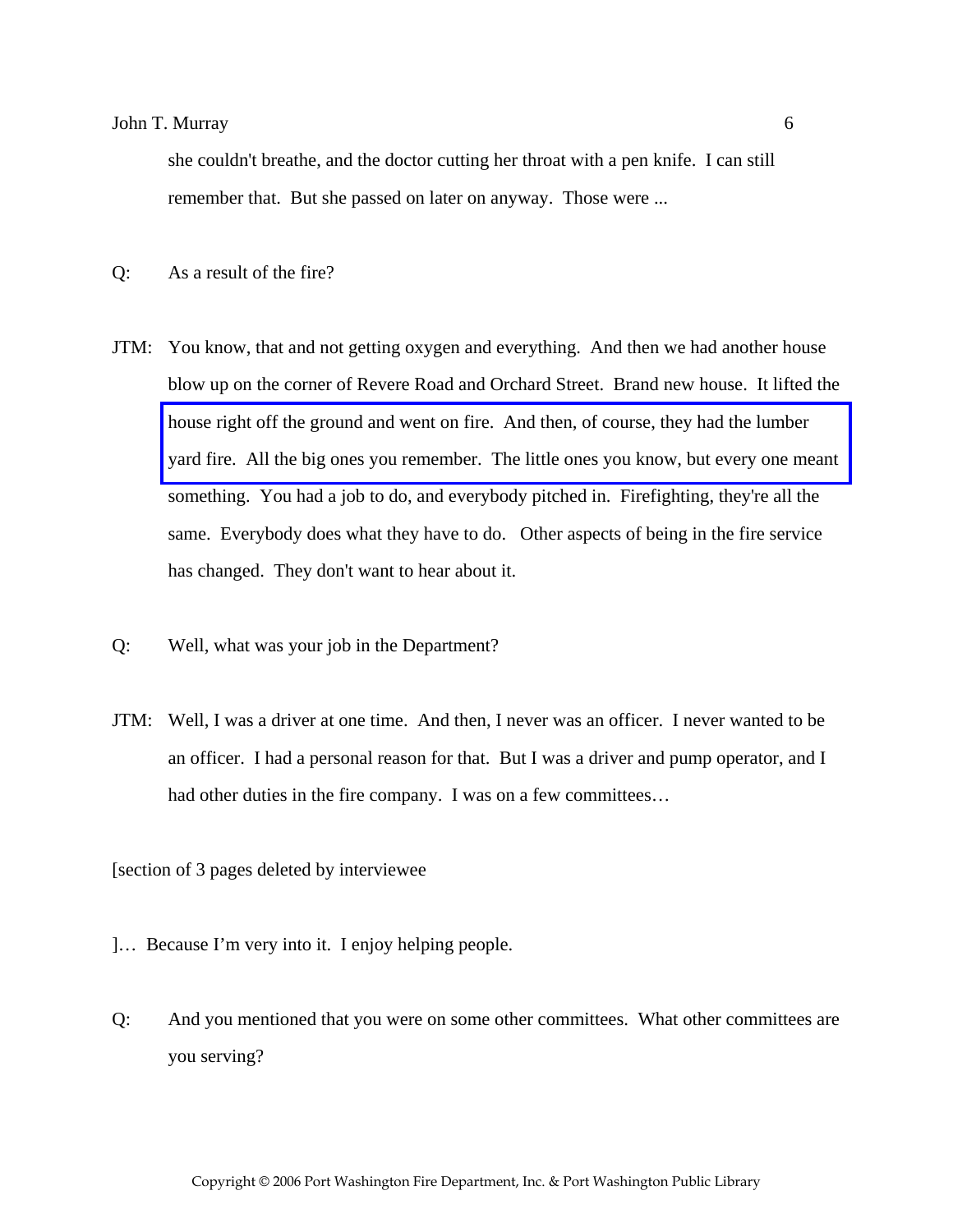she couldn't breathe, and the doctor cutting her throat with a pen knife. I can still remember that. But she passed on later on anyway. Those were ...

Q: As a result of the fire?

JTM: You know, that and not getting oxygen and everything. And then we had another house blow up on the corner of Revere Road and Orchard Street. Brand new house. It lifted the house right off the ground and went on fire. And then, of course, they had the lumber yard fire. All the big ones you remember. The little ones you know, but every one meant something. You had a job to do, and everybody pitched in. Firefighting, they're all the same. Everybody does what they have to do. Other aspects of being in the fire service has changed. They don't want to hear about it.

Q: Well, what was your job in the Department?

JTM: Well, I was a driver at one time. And then, I never was an officer. I never wanted to be an officer. I had a personal reason for that. But I was a driver and pump operator, and I had other duties in the fire company. I was on a few committees…

[section of 3 pages deleted by interviewee

]… Because I'm very into it. I enjoy helping people.

Q: And you mentioned that you were on some other committees. What other committees are you serving?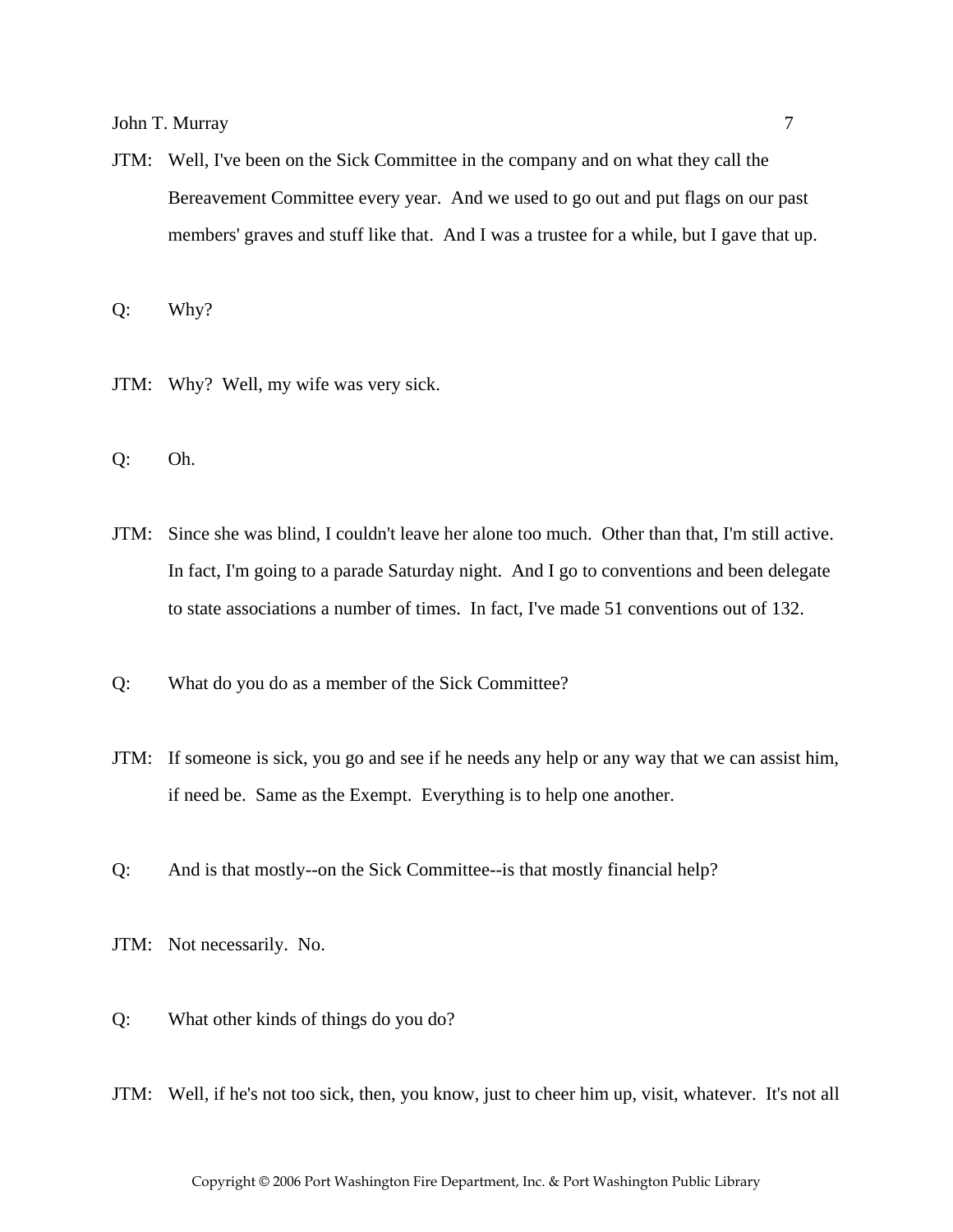JTM: Well, I've been on the Sick Committee in the company and on what they call the Bereavement Committee every year. And we used to go out and put flags on our past members' graves and stuff like that. And I was a trustee for a while, but I gave that up.

Q: Why?

JTM: Why? Well, my wife was very sick.

Q: Oh.

JTM: Since she was blind, I couldn't leave her alone too much. Other than that, I'm still active. In fact, I'm going to a parade Saturday night. And I go to conventions and been delegate to state associations a number of times. In fact, I've made 51 conventions out of 132.

Q: What do you do as a member of the Sick Committee?

JTM: If someone is sick, you go and see if he needs any help or any way that we can assist him, if need be. Same as the Exempt. Everything is to help one another.

Q: And is that mostly--on the Sick Committee--is that mostly financial help?

JTM: Not necessarily. No.

Q: What other kinds of things do you do?

JTM: Well, if he's not too sick, then, you know, just to cheer him up, visit, whatever. It's not all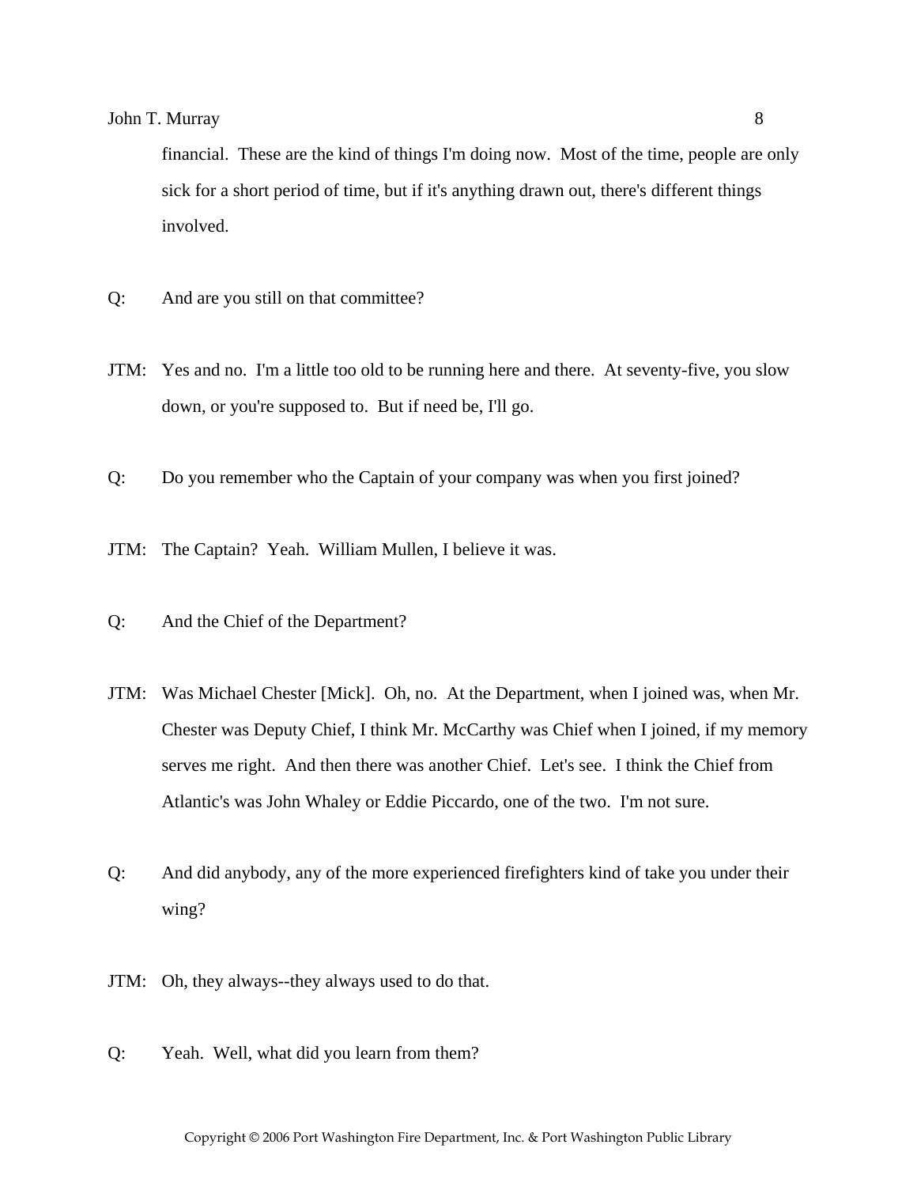financial. These are the kind of things I'm doing now. Most of the time, people are only sick for a short period of time, but if it's anything drawn out, there's different things involved.

Q: And are you still on that committee?

JTM: Yes and no. I'm a little too old to be running here and there. At seventy-five, you slow down, or you're supposed to. But if need be, I'll go.

Q: Do you remember who the Captain of your company was when you first joined?

JTM: The Captain? Yeah. William Mullen, I believe it was.

Q: And the Chief of the Department?

JTM: Was Michael Chester [Mick]. Oh, no. At the Department, when I joined was, when Mr. Chester was Deputy Chief, I think Mr. McCarthy was Chief when I joined, if my memory serves me right. And then there was another Chief. Let's see. I think the Chief from Atlantic's was John Whaley or Eddie Piccardo, one of the two. I'm not sure.

Q: And did anybody, any of the more experienced firefighters kind of take you under their wing?

JTM: Oh, they always--they always used to do that.

Q: Yeah. Well, what did you learn from them?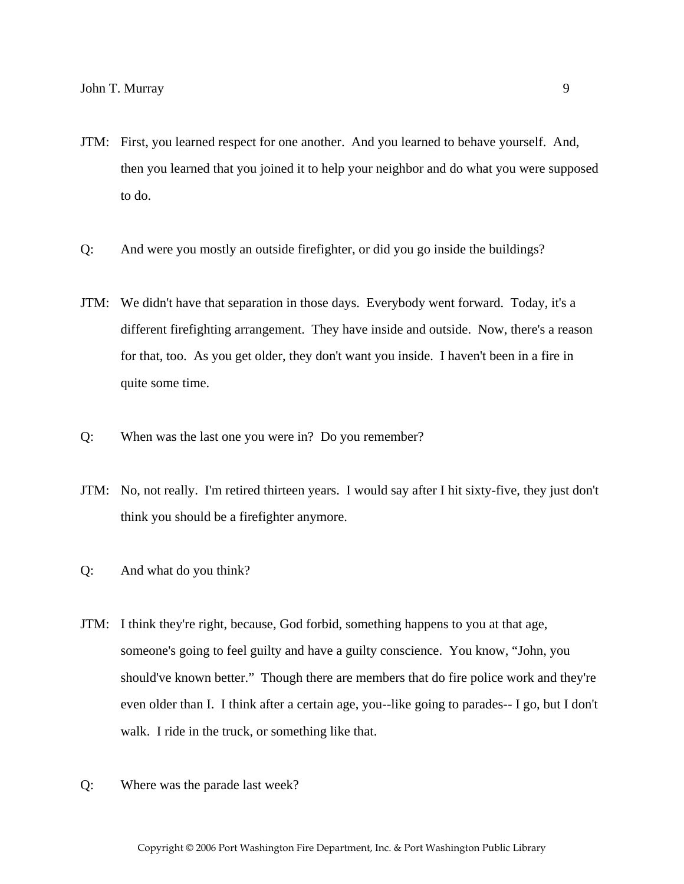JTM: First, you learned respect for one another. And you learned to behave yourself. And, then you learned that you joined it to help your neighbor and do what you were supposed to do.

Q: And were you mostly an outside firefighter, or did you go inside the buildings?

JTM: We didn't have that separation in those days. Everybody went forward. Today, it's a different firefighting arrangement. They have inside and outside. Now, there's a reason for that, too. As you get older, they don't want you inside. I haven't been in a fire in quite some time.

Q: When was the last one you were in? Do you remember?

JTM: No, not really. I'm retired thirteen years. I would say after I hit sixty-five, they just don't think you should be a firefighter anymore.

Q: And what do you think?

JTM: I think they're right, because, God forbid, something happens to you at that age, someone's going to feel guilty and have a guilty conscience. You know, "John, you should've known better." Though there are members that do fire police work and they're even older than I. I think after a certain age, you--like going to parades-- I go, but I don't walk. I ride in the truck, or something like that.

Q: Where was the parade last week?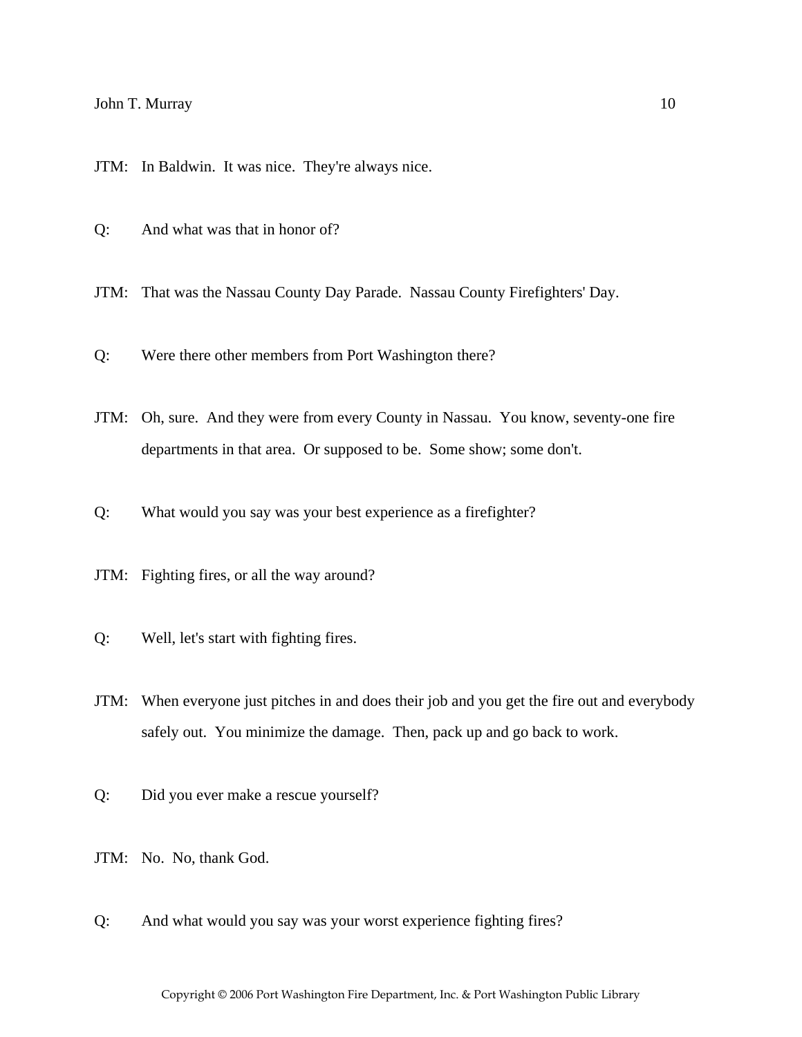JTM: In Baldwin. It was nice. They're always nice.

Q: And what was that in honor of?

JTM: That was the Nassau County Day Parade. Nassau County Firefighters' Day.

Q: Were there other members from Port Washington there?

JTM: Oh, sure. And they were from every County in Nassau. You know, seventy-one fire departments in that area. Or supposed to be. Some show; some don't.

Q: What would you say was your best experience as a firefighter?

JTM: Fighting fires, or all the way around?

Q: Well, let's start with fighting fires.

JTM: When everyone just pitches in and does their job and you get the fire out and everybody safely out. You minimize the damage. Then, pack up and go back to work.

Q: Did you ever make a rescue yourself?

JTM: No. No, thank God.

Q: And what would you say was your worst experience fighting fires?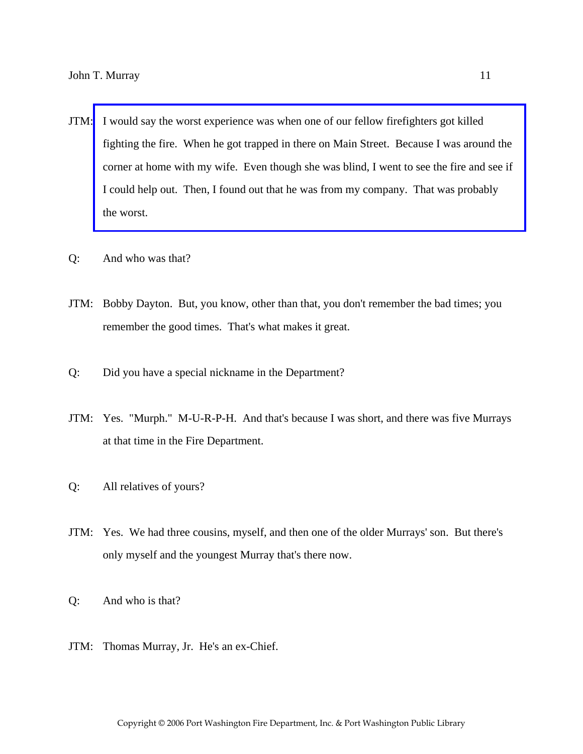JTM: I would say the worst experience was when one of our fellow firefighters got killed fighting the fire. When he got trapped in there on Main Street. Because I was around the corner at home with my wife. Even though she was blind, I went to see the fire and see if I could help out. Then, I found out that he was from my company. That was probably the worst.

Q: And who was that?

JTM: Bobby Dayton. But, you know, other than that, you don't remember the bad times; you remember the good times. That's what makes it great.

Q: Did you have a special nickname in the Department?

JTM: Yes. "Murph." M-U-R-P-H. And that's because I was short, and there was five Murrays at that time in the Fire Department.

Q: All relatives of yours?

JTM: Yes. We had three cousins, myself, and then one of the older Murrays' son. But there's only myself and the youngest Murray that's there now.

Q: And who is that?

JTM: Thomas Murray, Jr. He's an ex-Chief.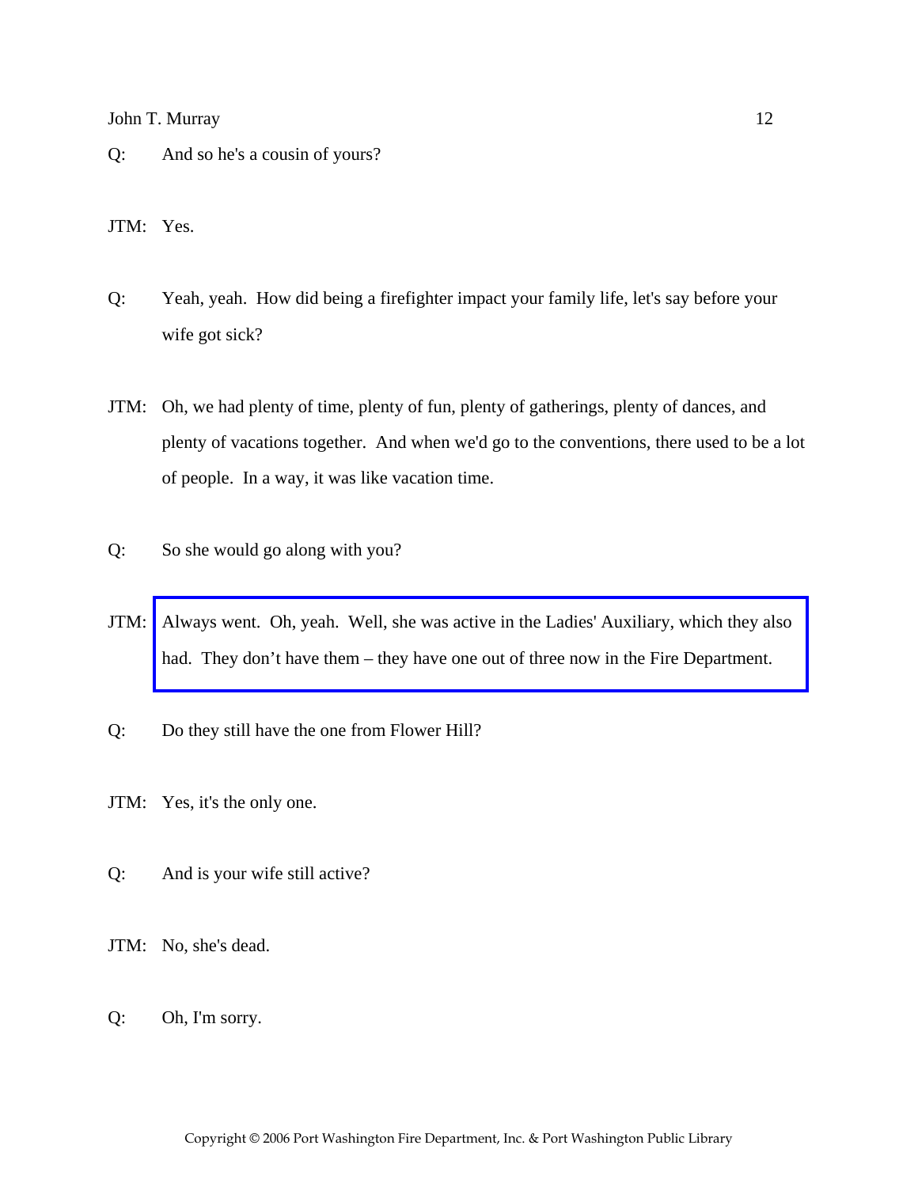Q: And so he's a cousin of yours?

JTM: Yes.

Q: Yeah, yeah. How did being a firefighter impact your family life, let's say before your wife got sick?

JTM: Oh, we had plenty of time, plenty of fun, plenty of gatherings, plenty of dances, and plenty of vacations together. And when we'd go to the conventions, there used to be a lot of people. In a way, it was like vacation time.

Q: So she would go along with you?

JTM: Always went. Oh, yeah. Well, she was active in the Ladies' Auxiliary, which they also had. They don't have them – they have one out of three now in the Fire Department.

Q: Do they still have the one from Flower Hill?

JTM: Yes, it's the only one.

Q: And is your wife still active?

JTM: No, she's dead.

Q: Oh, I'm sorry.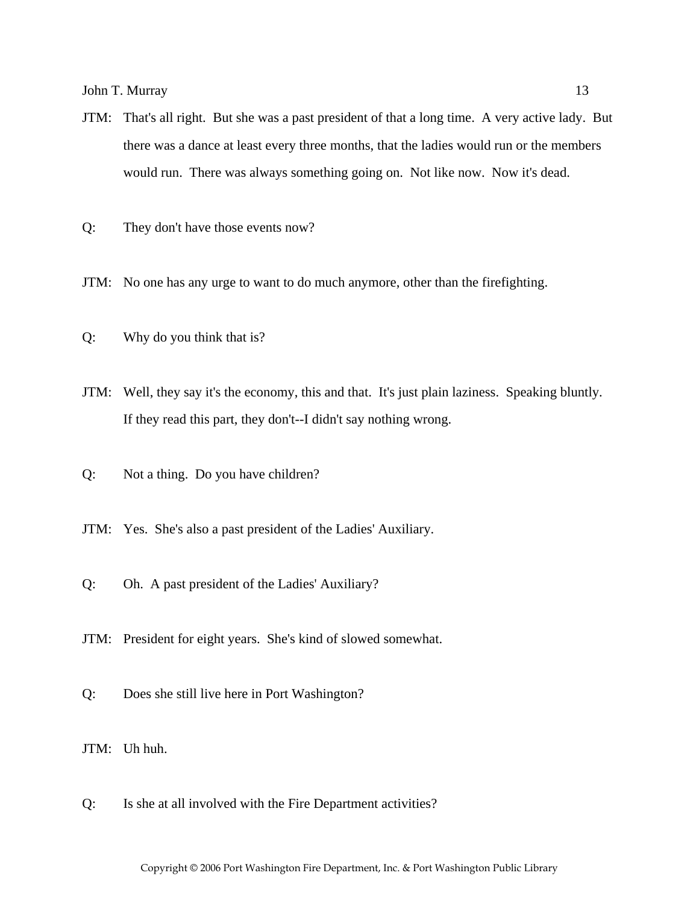JTM: That's all right. But she was a past president of that a long time. A very active lady. But there was a dance at least every three months, that the ladies would run or the members would run. There was always something going on. Not like now. Now it's dead.

Q: They don't have those events now?

JTM: No one has any urge to want to do much anymore, other than the firefighting.

Q: Why do you think that is?

JTM: Well, they say it's the economy, this and that. It's just plain laziness. Speaking bluntly. If they read this part, they don't--I didn't say nothing wrong.

Q: Not a thing. Do you have children?

JTM: Yes. She's also a past president of the Ladies' Auxiliary.

Q: Oh. A past president of the Ladies' Auxiliary?

JTM: President for eight years. She's kind of slowed somewhat.

Q: Does she still live here in Port Washington?

JTM: Uh huh.

Q: Is she at all involved with the Fire Department activities?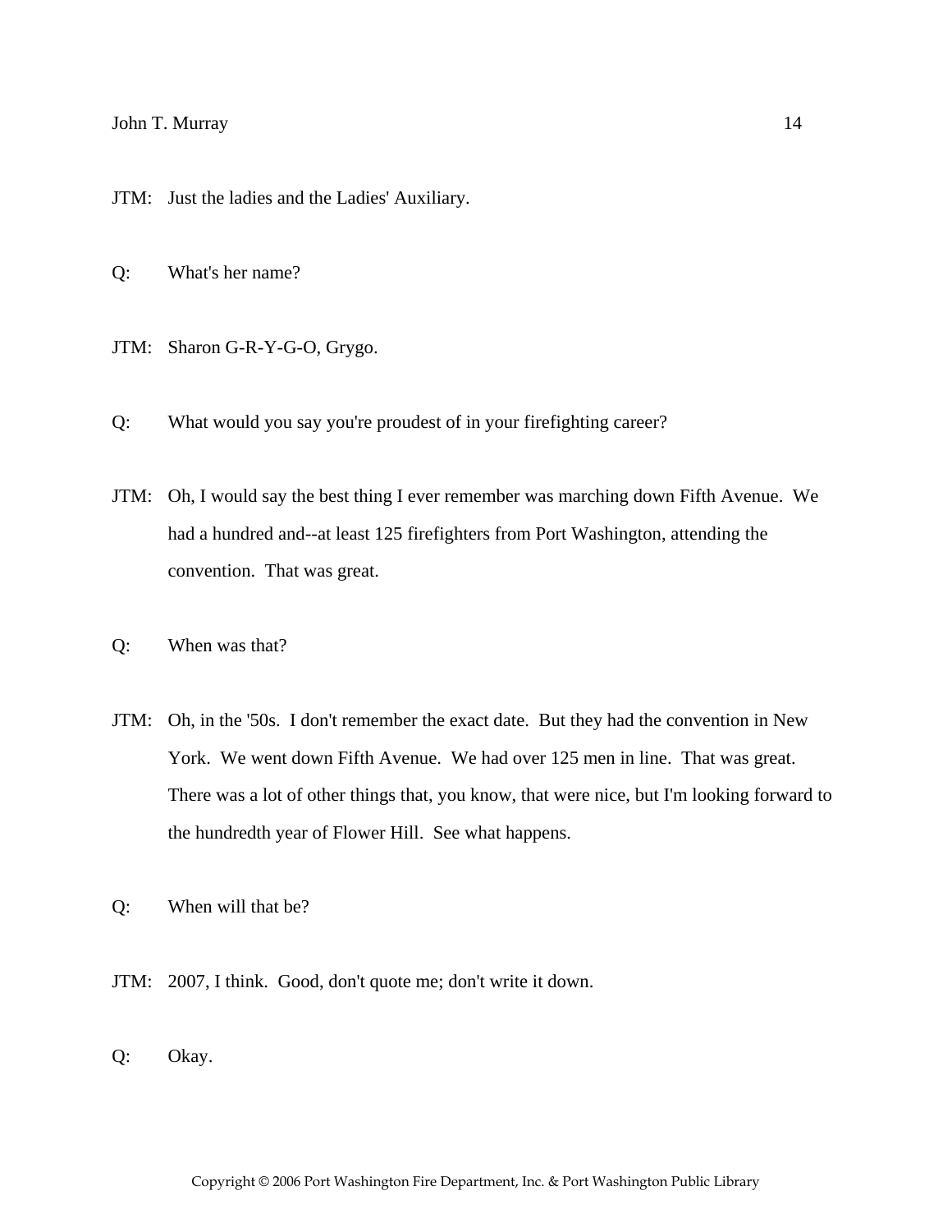JTM: Just the ladies and the Ladies' Auxiliary.

Q: What's her name?

JTM: Sharon G-R-Y-G-O, Grygo.

Q: What would you say you're proudest of in your firefighting career?

JTM: Oh, I would say the best thing I ever remember was marching down Fifth Avenue. We had a hundred and--at least 125 firefighters from Port Washington, attending the convention. That was great.

Q: When was that?

JTM: Oh, in the '50s. I don't remember the exact date. But they had the convention in New York. We went down Fifth Avenue. We had over 125 men in line. That was great. There was a lot of other things that, you know, that were nice, but I'm looking forward to the hundredth year of Flower Hill. See what happens.

Q: When will that be?

JTM: 2007, I think. Good, don't quote me; don't write it down.

Q: Okay.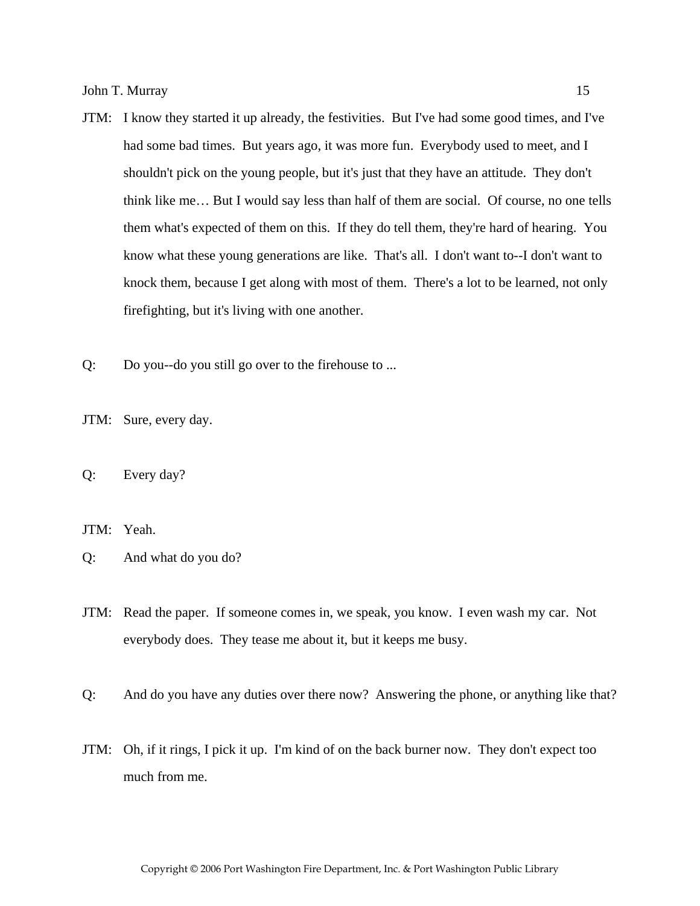JTM: I know they started it up already, the festivities. But I've had some good times, and I've had some bad times. But years ago, it was more fun. Everybody used to meet, and I shouldn't pick on the young people, but it's just that they have an attitude. They don't think like me… But I would say less than half of them are social. Of course, no one tells them what's expected of them on this. If they do tell them, they're hard of hearing. You know what these young generations are like. That's all. I don't want to--I don't want to knock them, because I get along with most of them. There's a lot to be learned, not only firefighting, but it's living with one another.

Q: Do you--do you still go over to the firehouse to ...

JTM: Sure, every day.

Q: Every day?

JTM: Yeah.

Q: And what do you do?

JTM: Read the paper. If someone comes in, we speak, you know. I even wash my car. Not everybody does. They tease me about it, but it keeps me busy.

Q: And do you have any duties over there now? Answering the phone, or anything like that?

JTM: Oh, if it rings, I pick it up. I'm kind of on the back burner now. They don't expect too much from me.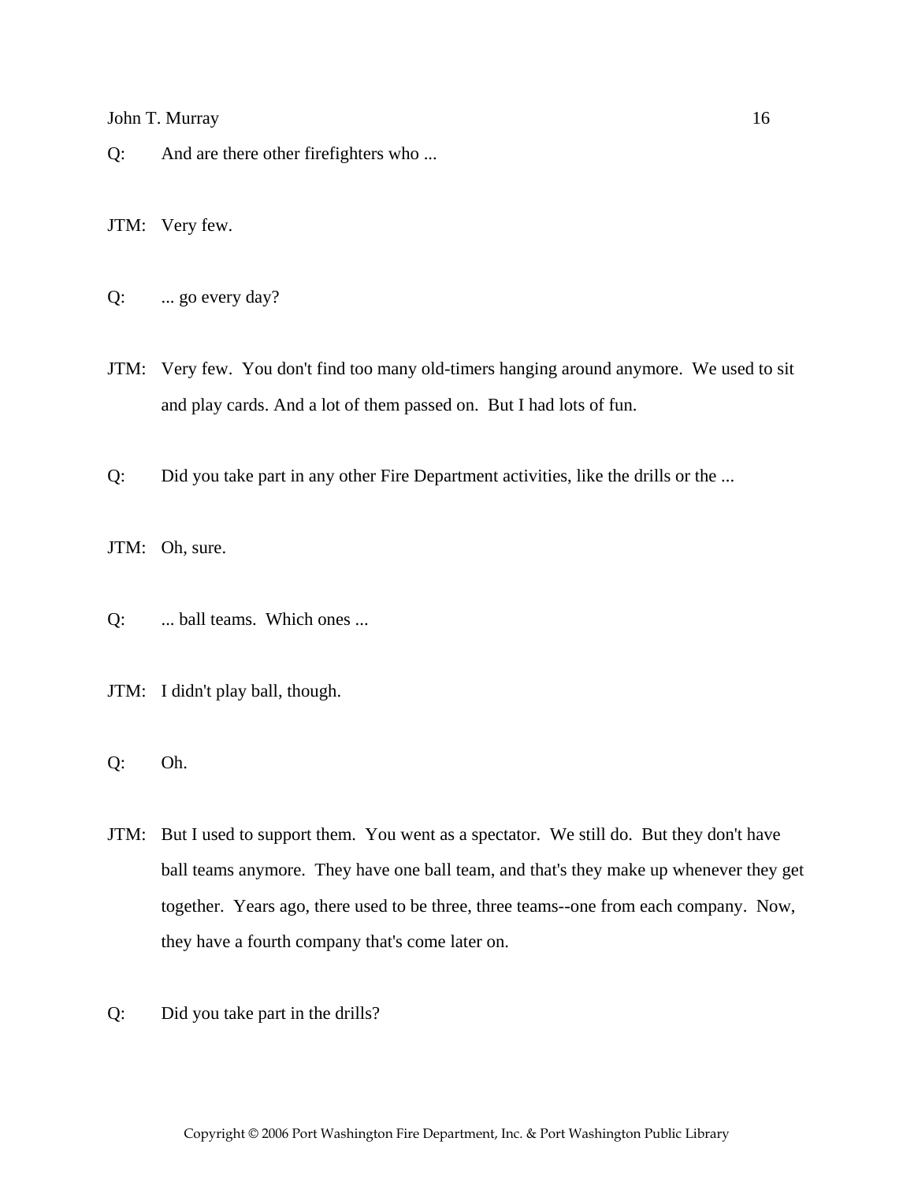Q: And are there other firefighters who ...

JTM: Very few.

Q: ... go every day?

JTM: Very few. You don't find too many old-timers hanging around anymore. We used to sit and play cards. And a lot of them passed on. But I had lots of fun.

Q: Did you take part in any other Fire Department activities, like the drills or the ...

JTM: Oh, sure.

Q: ... ball teams. Which ones ...

JTM: I didn't play ball, though.

Q: Oh.

JTM: But I used to support them. You went as a spectator. We still do. But they don't have ball teams anymore. They have one ball team, and that's they make up whenever they get together. Years ago, there used to be three, three teams--one from each company. Now, they have a fourth company that's come later on.

Q: Did you take part in the drills?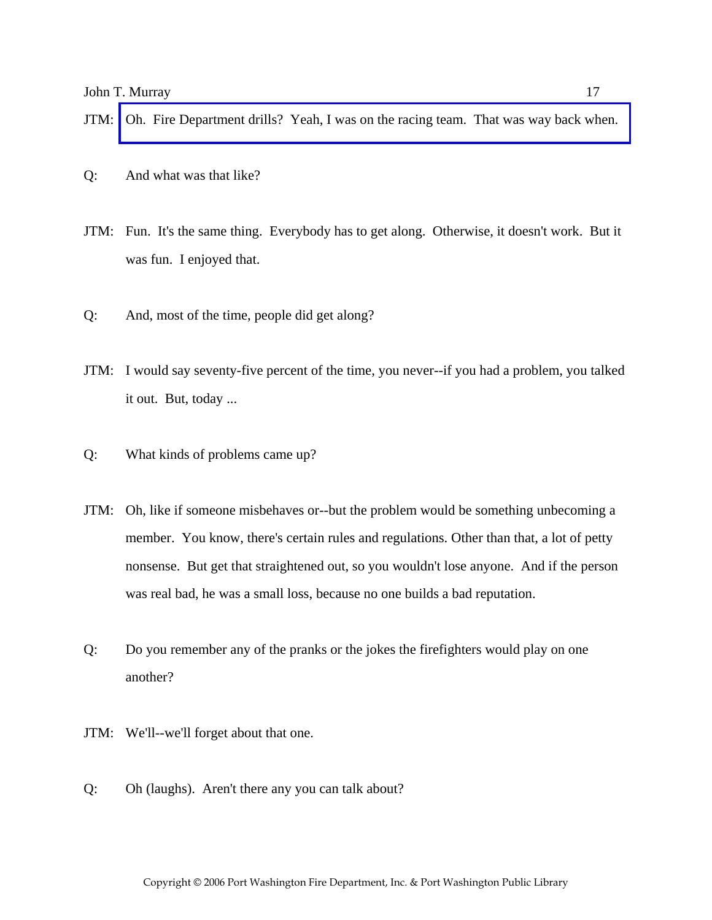JTM: Oh. Fire Department drills? Yeah, I was on the racing team. That was way back when.

Q: And what was that like?

JTM: Fun. It's the same thing. Everybody has to get along. Otherwise, it doesn't work. But it was fun. I enjoyed that.

Q: And, most of the time, people did get along?

JTM: I would say seventy-five percent of the time, you never--if you had a problem, you talked it out. But, today ...

Q: What kinds of problems came up?

JTM: Oh, like if someone misbehaves or--but the problem would be something unbecoming a member. You know, there's certain rules and regulations. Other than that, a lot of petty nonsense. But get that straightened out, so you wouldn't lose anyone. And if the person was real bad, he was a small loss, because no one builds a bad reputation.

Q: Do you remember any of the pranks or the jokes the firefighters would play on one another?

JTM: We'll--we'll forget about that one.

Q: Oh (laughs). Aren't there any you can talk about?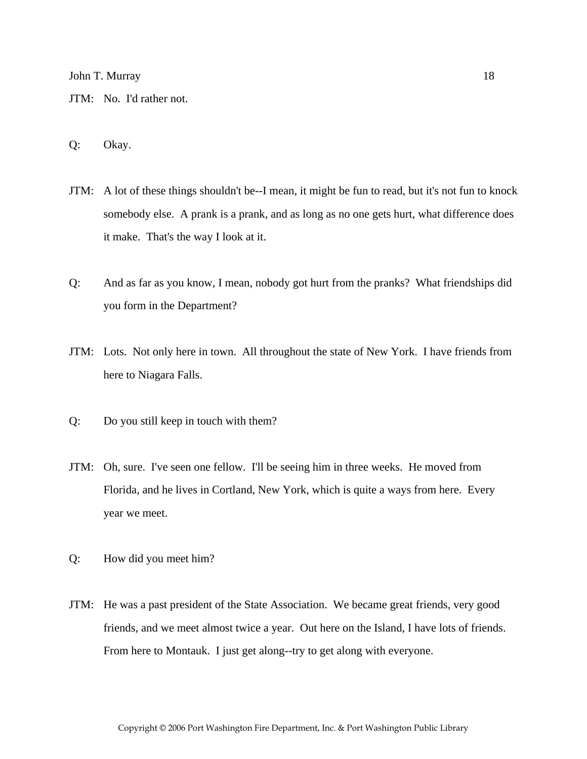JTM: No. I'd rather not.

Q: Okay.

JTM: A lot of these things shouldn't be--I mean, it might be fun to read, but it's not fun to knock somebody else. A prank is a prank, and as long as no one gets hurt, what difference does it make. That's the way I look at it.

Q: And as far as you know, I mean, nobody got hurt from the pranks? What friendships did you form in the Department?

JTM: Lots. Not only here in town. All throughout the state of New York. I have friends from here to Niagara Falls.

Q: Do you still keep in touch with them?

JTM: Oh, sure. I've seen one fellow. I'll be seeing him in three weeks. He moved from Florida, and he lives in Cortland, New York, which is quite a ways from here. Every year we meet.

Q: How did you meet him?

JTM: He was a past president of the State Association. We became great friends, very good friends, and we meet almost twice a year. Out here on the Island, I have lots of friends. From here to Montauk. I just get along--try to get along with everyone.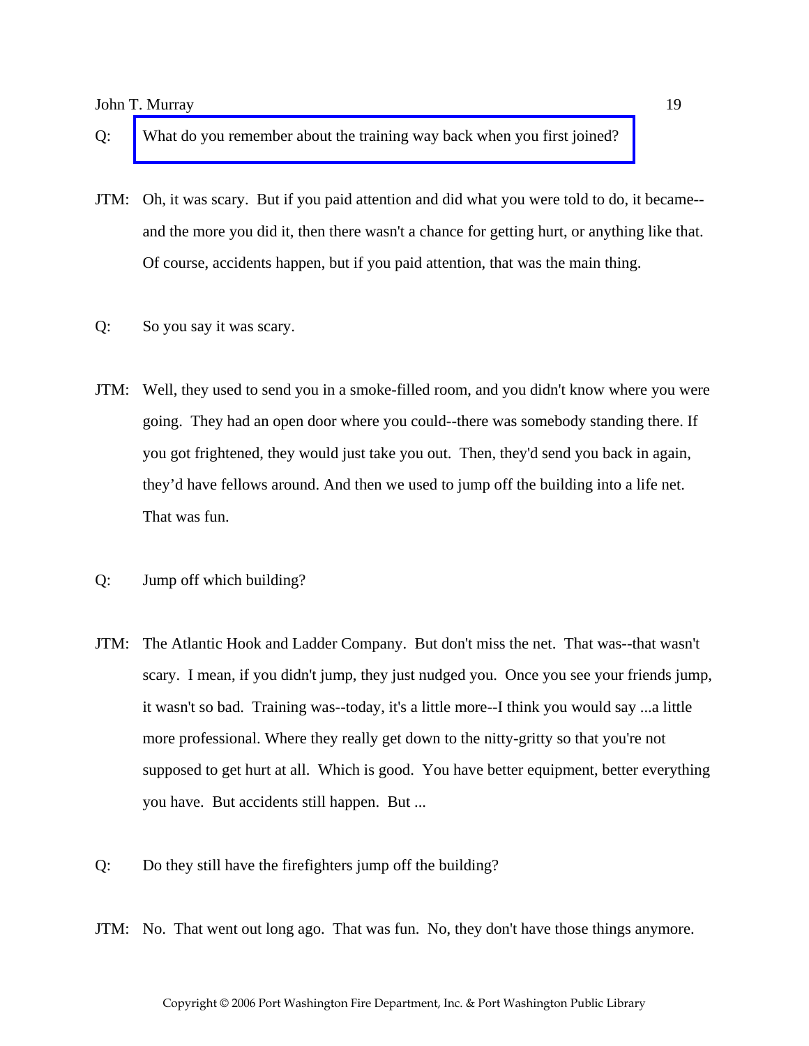Q: What do you remember about the training way back when you first joined?

JTM: Oh, it was scary. But if you paid attention and did what you were told to do, it became--and the more you did it, then there wasn't a chance for getting hurt, or anything like that. Of course, accidents happen, but if you paid attention, that was the main thing.

Q: So you say it was scary.

JTM: Well, they used to send you in a smoke-filled room, and you didn't know where you were going. They had an open door where you could--there was somebody standing there. If you got frightened, they would just take you out. Then, they'd send you back in again, they'd have fellows around. And then we used to jump off the building into a life net. That was fun.

Q: Jump off which building?

JTM: The Atlantic Hook and Ladder Company. But don't miss the net. That was--that wasn't scary. I mean, if you didn't jump, they just nudged you. Once you see your friends jump, it wasn't so bad. Training was--today, it's a little more--I think you would say ...a little more professional. Where they really get down to the nitty-gritty so that you're not supposed to get hurt at all. Which is good. You have better equipment, better everything you have. But accidents still happen. But ...

Q: Do they still have the firefighters jump off the building?

JTM: No. That went out long ago. That was fun. No, they don't have those things anymore.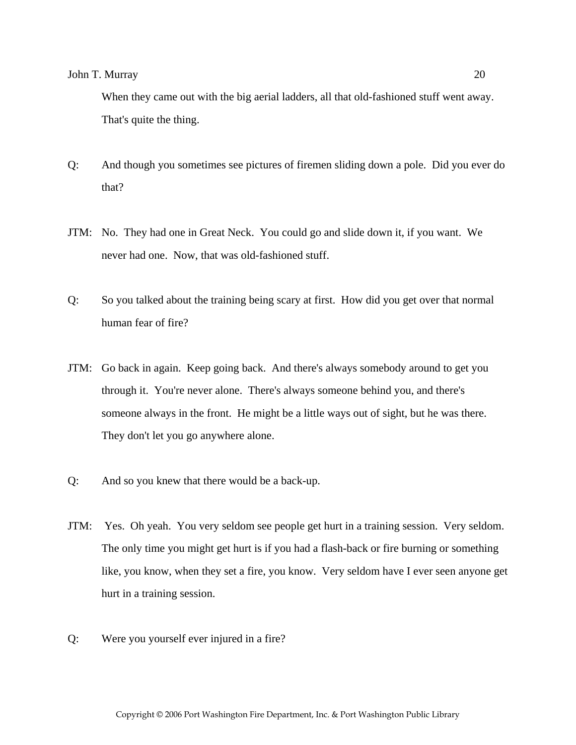When they came out with the big aerial ladders, all that old-fashioned stuff went away. That's quite the thing.

Q: And though you sometimes see pictures of firemen sliding down a pole. Did you ever do that?

JTM: No. They had one in Great Neck. You could go and slide down it, if you want. We never had one. Now, that was old-fashioned stuff.

Q: So you talked about the training being scary at first. How did you get over that normal human fear of fire?

JTM: Go back in again. Keep going back. And there's always somebody around to get you through it. You're never alone. There's always someone behind you, and there's someone always in the front. He might be a little ways out of sight, but he was there. They don't let you go anywhere alone.

Q: And so you knew that there would be a back-up.

JTM: Yes. Oh yeah. You very seldom see people get hurt in a training session. Very seldom. The only time you might get hurt is if you had a flash-back or fire burning or something like, you know, when they set a fire, you know. Very seldom have I ever seen anyone get hurt in a training session.

Q: Were you yourself ever injured in a fire?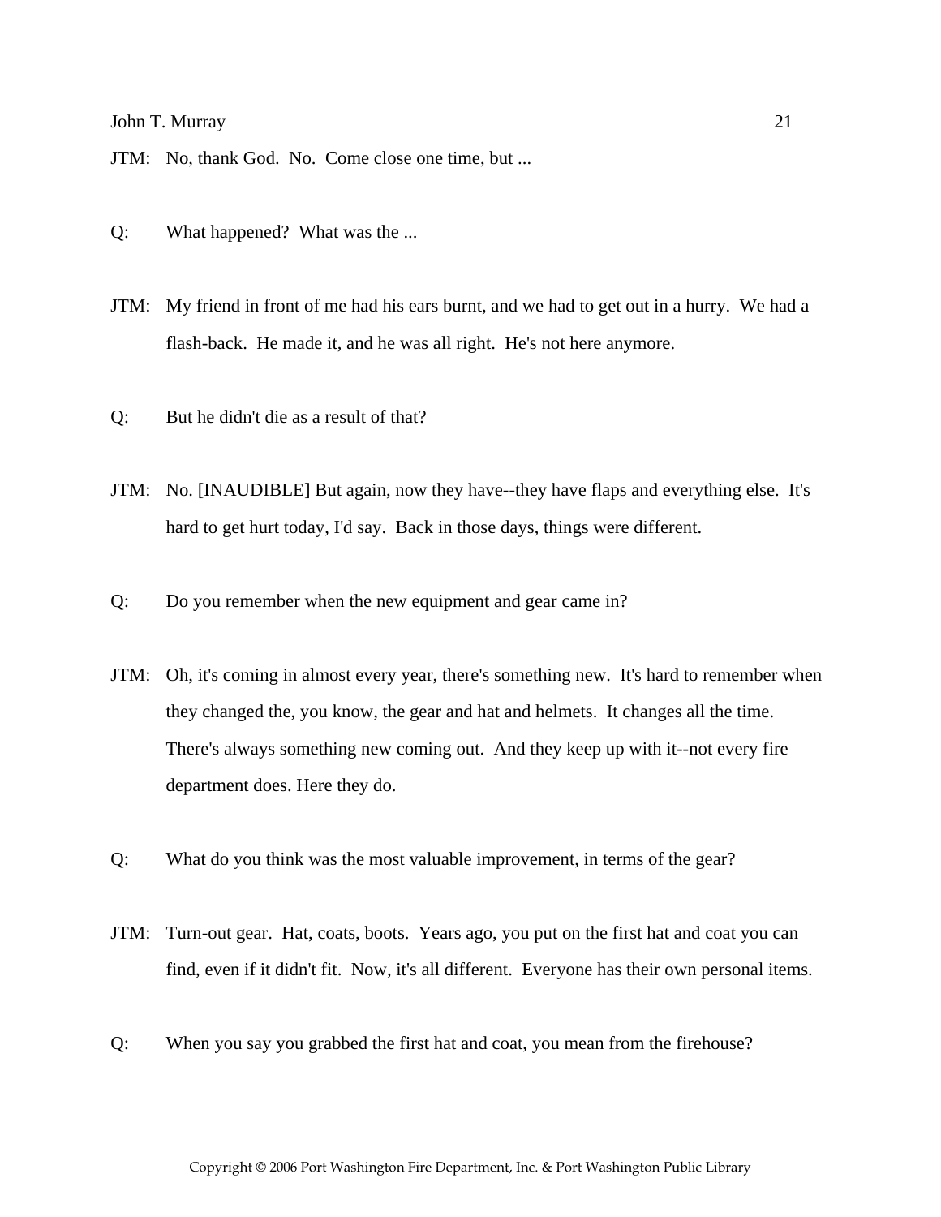JTM: No, thank God. No. Come close one time, but ...

Q: What happened? What was the ...

JTM: My friend in front of me had his ears burnt, and we had to get out in a hurry. We had a flash-back. He made it, and he was all right. He's not here anymore.

Q: But he didn't die as a result of that?

JTM: No. [INAUDIBLE] But again, now they have--they have flaps and everything else. It's hard to get hurt today, I'd say. Back in those days, things were different.

Q: Do you remember when the new equipment and gear came in?

JTM: Oh, it's coming in almost every year, there's something new. It's hard to remember when they changed the, you know, the gear and hat and helmets. It changes all the time. There's always something new coming out. And they keep up with it--not every fire department does. Here they do.

Q: What do you think was the most valuable improvement, in terms of the gear?

JTM: Turn-out gear. Hat, coats, boots. Years ago, you put on the first hat and coat you can find, even if it didn't fit. Now, it's all different. Everyone has their own personal items.

Q: When you say you grabbed the first hat and coat, you mean from the firehouse?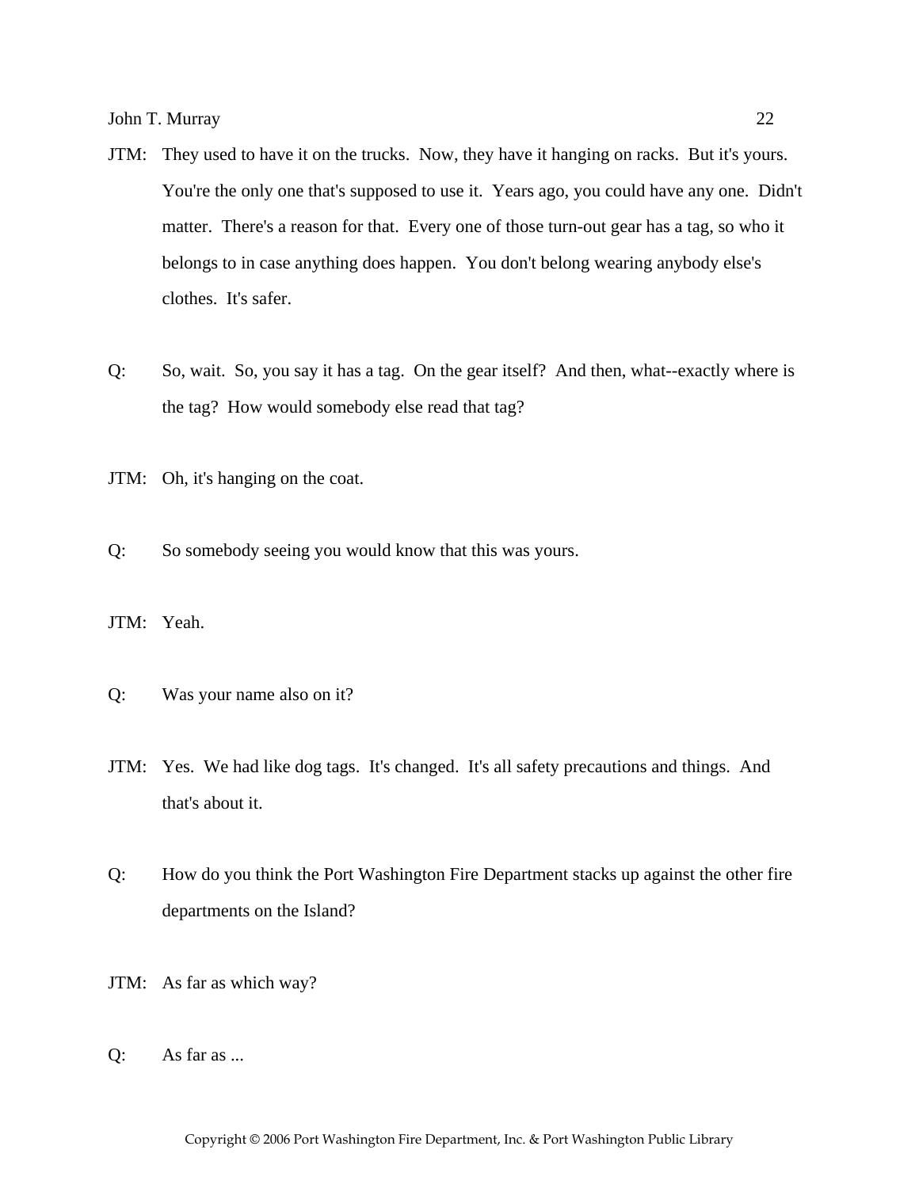JTM: They used to have it on the trucks. Now, they have it hanging on racks. But it's yours. You're the only one that's supposed to use it. Years ago, you could have any one. Didn't matter. There's a reason for that. Every one of those turn-out gear has a tag, so who it belongs to in case anything does happen. You don't belong wearing anybody else's clothes. It's safer.

Q: So, wait. So, you say it has a tag. On the gear itself? And then, what--exactly where is the tag? How would somebody else read that tag?

JTM: Oh, it's hanging on the coat.

Q: So somebody seeing you would know that this was yours.

JTM: Yeah.

Q: Was your name also on it?

JTM: Yes. We had like dog tags. It's changed. It's all safety precautions and things. And that's about it.

Q: How do you think the Port Washington Fire Department stacks up against the other fire departments on the Island?

JTM: As far as which way?

Q: As far as ...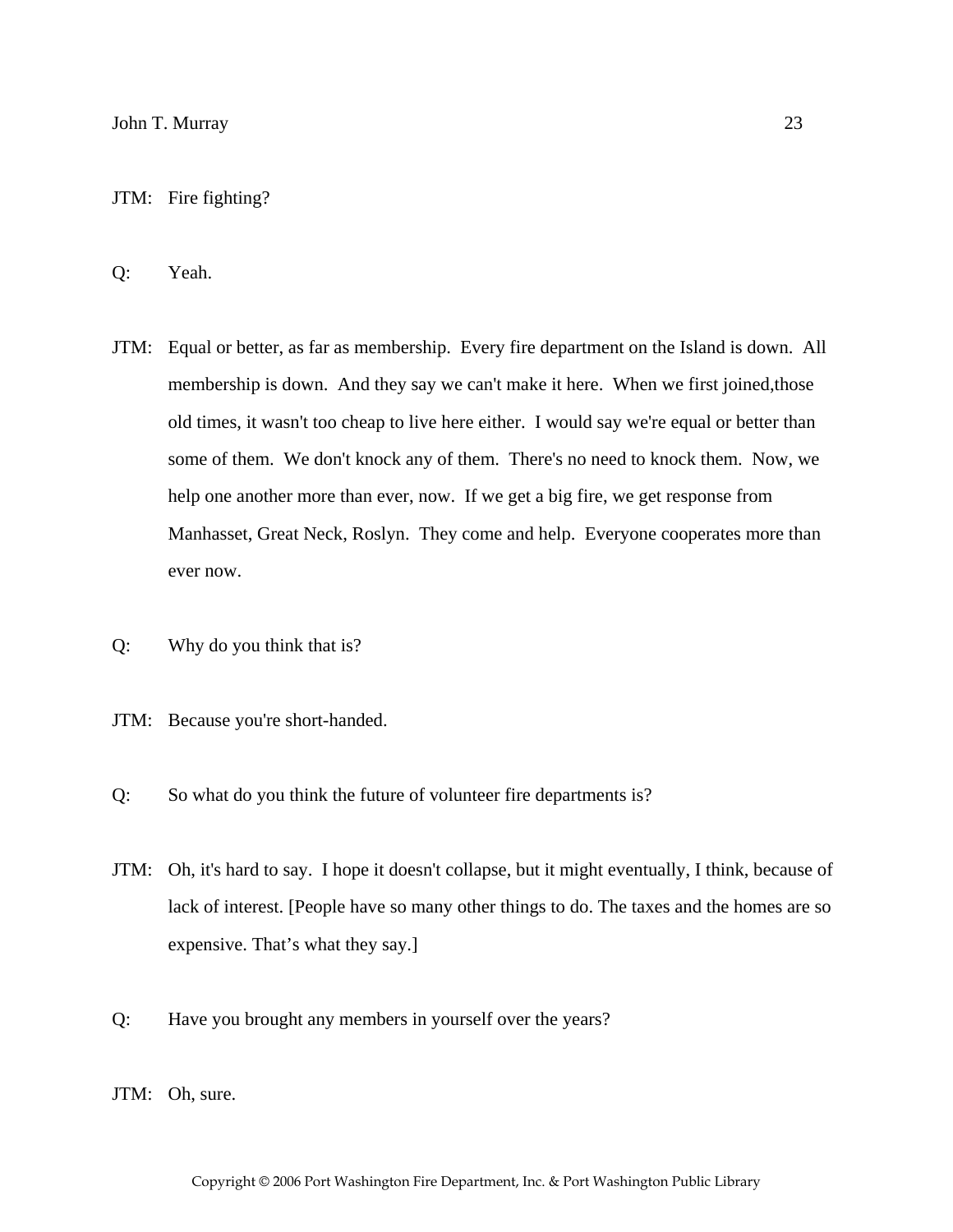JTM: Fire fighting?

Q: Yeah.

JTM: Equal or better, as far as membership. Every fire department on the Island is down. All membership is down. And they say we can't make it here. When we first joined,those old times, it wasn't too cheap to live here either. I would say we're equal or better than some of them. We don't knock any of them. There's no need to knock them. Now, we help one another more than ever, now. If we get a big fire, we get response from Manhasset, Great Neck, Roslyn. They come and help. Everyone cooperates more than ever now.

Q: Why do you think that is?

JTM: Because you're short-handed.

Q: So what do you think the future of volunteer fire departments is?

JTM: Oh, it's hard to say. I hope it doesn't collapse, but it might eventually, I think, because of lack of interest. [People have so many other things to do. The taxes and the homes are so expensive. That's what they say.]

Q: Have you brought any members in yourself over the years?

JTM: Oh, sure.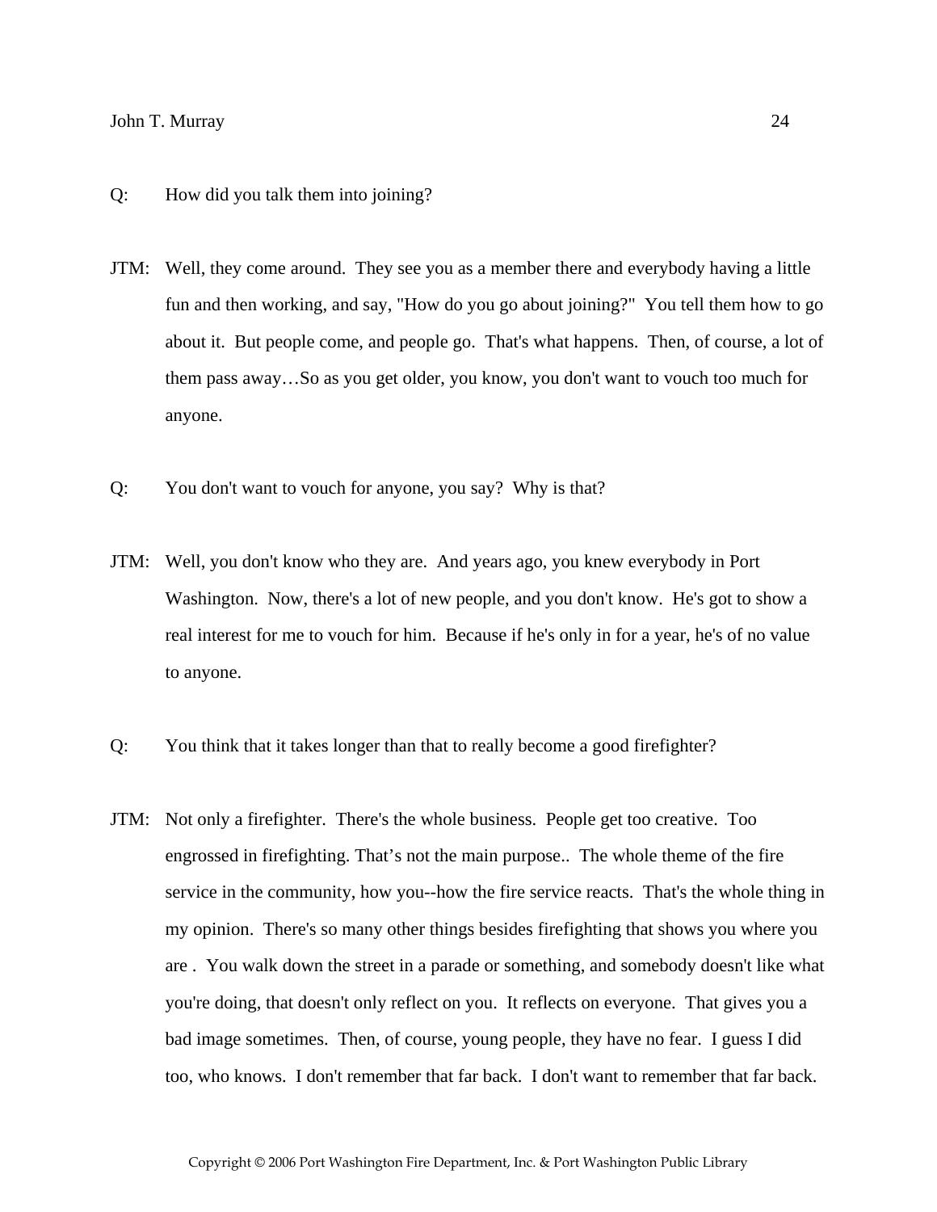Q: How did you talk them into joining?

JTM: Well, they come around. They see you as a member there and everybody having a little fun and then working, and say, "How do you go about joining?" You tell them how to go about it. But people come, and people go. That's what happens. Then, of course, a lot of them pass away…So as you get older, you know, you don't want to vouch too much for anyone.

Q: You don't want to vouch for anyone, you say? Why is that?

JTM: Well, you don't know who they are. And years ago, you knew everybody in Port Washington. Now, there's a lot of new people, and you don't know. He's got to show a real interest for me to vouch for him. Because if he's only in for a year, he's of no value to anyone.

Q: You think that it takes longer than that to really become a good firefighter?

JTM: Not only a firefighter. There's the whole business. People get too creative. Too engrossed in firefighting. That's not the main purpose.. The whole theme of the fire service in the community, how you--how the fire service reacts. That's the whole thing in my opinion. There's so many other things besides firefighting that shows you where you are . You walk down the street in a parade or something, and somebody doesn't like what you're doing, that doesn't only reflect on you. It reflects on everyone. That gives you a bad image sometimes. Then, of course, young people, they have no fear. I guess I did too, who knows. I don't remember that far back. I don't want to remember that far back.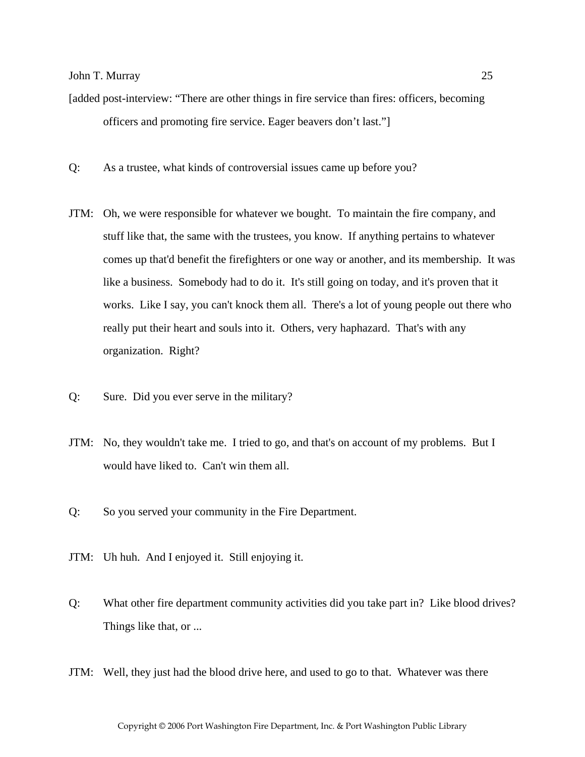[added post-interview: "There are other things in fire service than fires: officers, becoming officers and promoting fire service. Eager beavers don't last."]

Q: As a trustee, what kinds of controversial issues came up before you?

JTM: Oh, we were responsible for whatever we bought. To maintain the fire company, and stuff like that, the same with the trustees, you know. If anything pertains to whatever comes up that'd benefit the firefighters or one way or another, and its membership. It was like a business. Somebody had to do it. It's still going on today, and it's proven that it works. Like I say, you can't knock them all. There's a lot of young people out there who really put their heart and souls into it. Others, very haphazard. That's with any organization. Right?

Q: Sure. Did you ever serve in the military?

JTM: No, they wouldn't take me. I tried to go, and that's on account of my problems. But I would have liked to. Can't win them all.

Q: So you served your community in the Fire Department.

JTM: Uh huh. And I enjoyed it. Still enjoying it.

Q: What other fire department community activities did you take part in? Like blood drives? Things like that, or ...

JTM: Well, they just had the blood drive here, and used to go to that. Whatever was there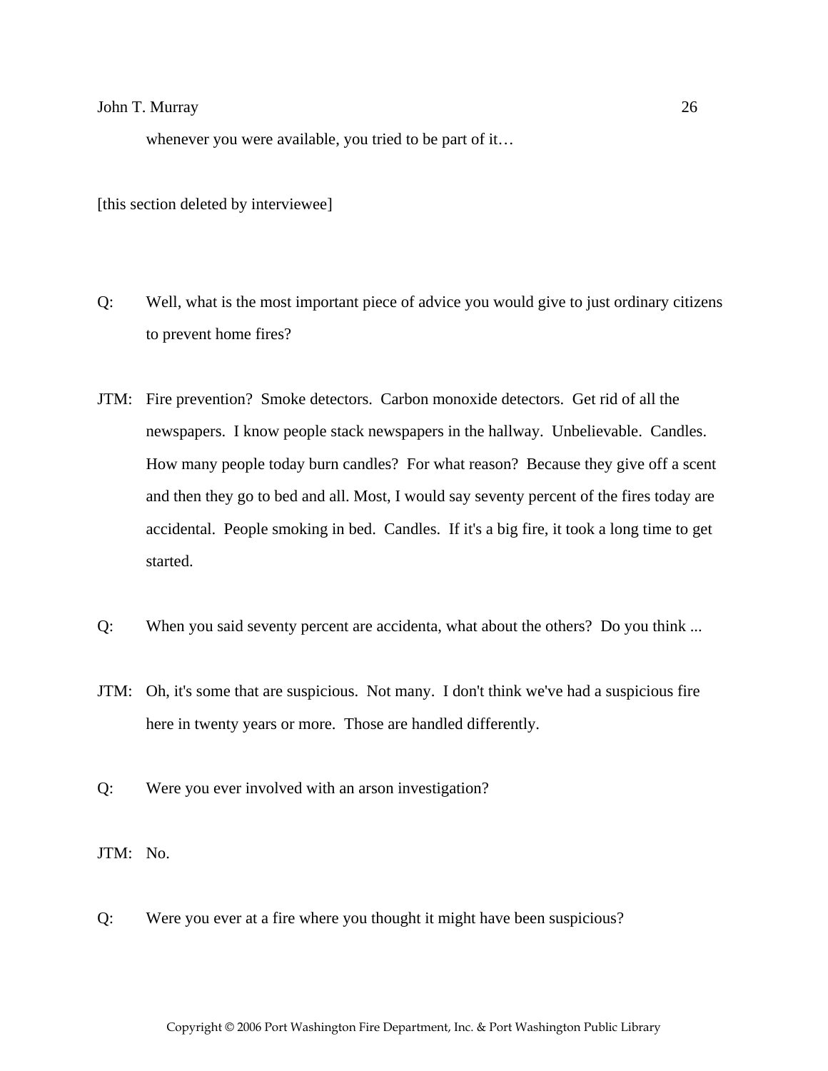whenever you were available, you tried to be part of it…

[this section deleted by interviewee]

Q: Well, what is the most important piece of advice you would give to just ordinary citizens to prevent home fires?

JTM: Fire prevention? Smoke detectors. Carbon monoxide detectors. Get rid of all the newspapers. I know people stack newspapers in the hallway. Unbelievable. Candles. How many people today burn candles? For what reason? Because they give off a scent and then they go to bed and all. Most, I would say seventy percent of the fires today are accidental. People smoking in bed. Candles. If it's a big fire, it took a long time to get started.

Q: When you said seventy percent are accidenta, what about the others? Do you think ...

JTM: Oh, it's some that are suspicious. Not many. I don't think we've had a suspicious fire here in twenty years or more. Those are handled differently.

Q: Were you ever involved with an arson investigation?

JTM: No.

Q: Were you ever at a fire where you thought it might have been suspicious?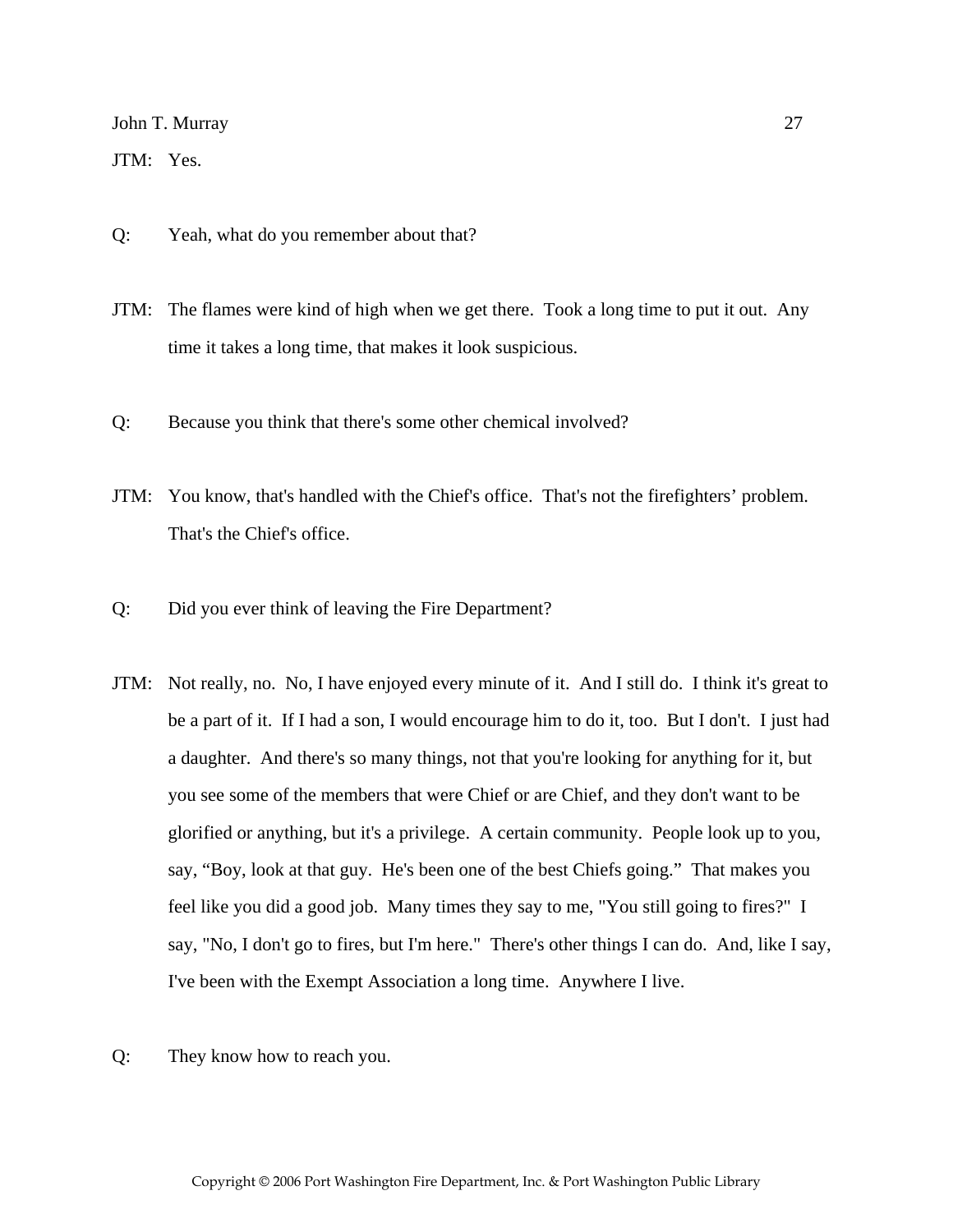JTM: Yes.

Q: Yeah, what do you remember about that?

JTM: The flames were kind of high when we get there. Took a long time to put it out. Any time it takes a long time, that makes it look suspicious.

Q: Because you think that there's some other chemical involved?

JTM: You know, that's handled with the Chief's office. That's not the firefighters' problem. That's the Chief's office.

Q: Did you ever think of leaving the Fire Department?

JTM: Not really, no. No, I have enjoyed every minute of it. And I still do. I think it's great to be a part of it. If I had a son, I would encourage him to do it, too. But I don't. I just had a daughter. And there's so many things, not that you're looking for anything for it, but you see some of the members that were Chief or are Chief, and they don't want to be glorified or anything, but it's a privilege. A certain community. People look up to you, say, "Boy, look at that guy. He's been one of the best Chiefs going." That makes you feel like you did a good job. Many times they say to me, "You still going to fires?" I say, "No, I don't go to fires, but I'm here." There's other things I can do. And, like I say, I've been with the Exempt Association a long time. Anywhere I live.

Q: They know how to reach you.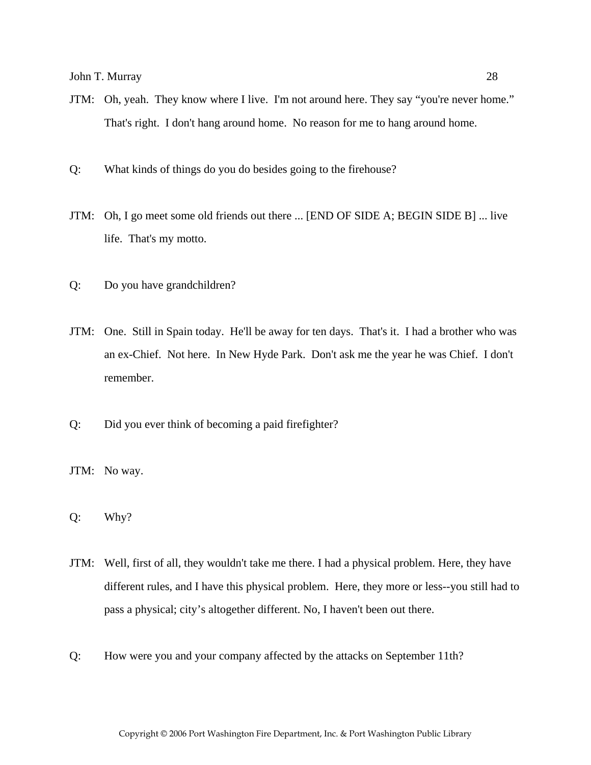JTM: Oh, yeah. They know where I live. I'm not around here. They say "you're never home." That's right. I don't hang around home. No reason for me to hang around home.

Q: What kinds of things do you do besides going to the firehouse?

JTM: Oh, I go meet some old friends out there ... [END OF SIDE A; BEGIN SIDE B] ... live life. That's my motto.

Q: Do you have grandchildren?

JTM: One. Still in Spain today. He'll be away for ten days. That's it. I had a brother who was an ex-Chief. Not here. In New Hyde Park. Don't ask me the year he was Chief. I don't remember.

Q: Did you ever think of becoming a paid firefighter?

JTM: No way.

Q: Why?

JTM: Well, first of all, they wouldn't take me there. I had a physical problem. Here, they have different rules, and I have this physical problem. Here, they more or less--you still had to pass a physical; city's altogether different. No, I haven't been out there.

Q: How were you and your company affected by the attacks on September 11th?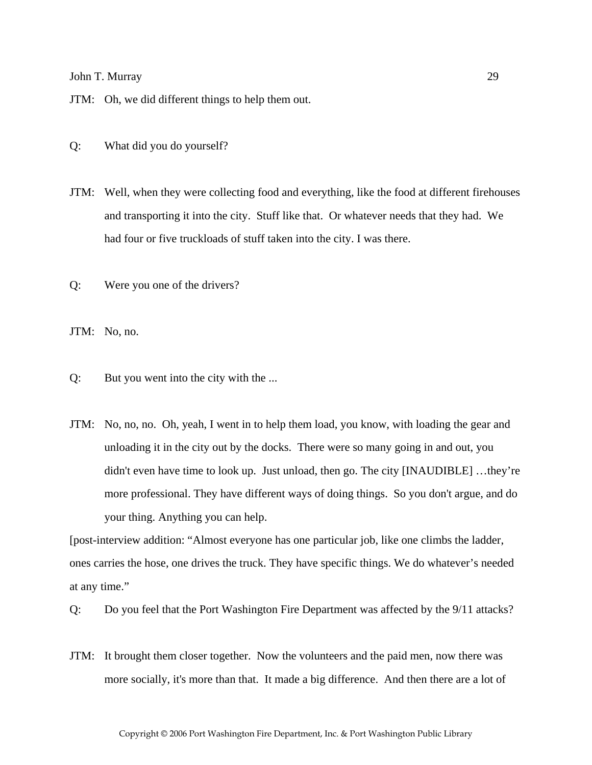JTM: Oh, we did different things to help them out.

Q: What did you do yourself?

JTM: Well, when they were collecting food and everything, like the food at different firehouses and transporting it into the city. Stuff like that. Or whatever needs that they had. We had four or five truckloads of stuff taken into the city. I was there.

Q: Were you one of the drivers?

JTM: No, no.

Q: But you went into the city with the ...

JTM: No, no, no. Oh, yeah, I went in to help them load, you know, with loading the gear and unloading it in the city out by the docks. There were so many going in and out, you didn't even have time to look up. Just unload, then go. The city [INAUDIBLE] …they're more professional. They have different ways of doing things. So you don't argue, and do your thing. Anything you can help.

[post-interview addition: "Almost everyone has one particular job, like one climbs the ladder, ones carries the hose, one drives the truck. They have specific things. We do whatever's needed at any time."

Q: Do you feel that the Port Washington Fire Department was affected by the 9/11 attacks?

JTM: It brought them closer together. Now the volunteers and the paid men, now there was more socially, it's more than that. It made a big difference. And then there are a lot of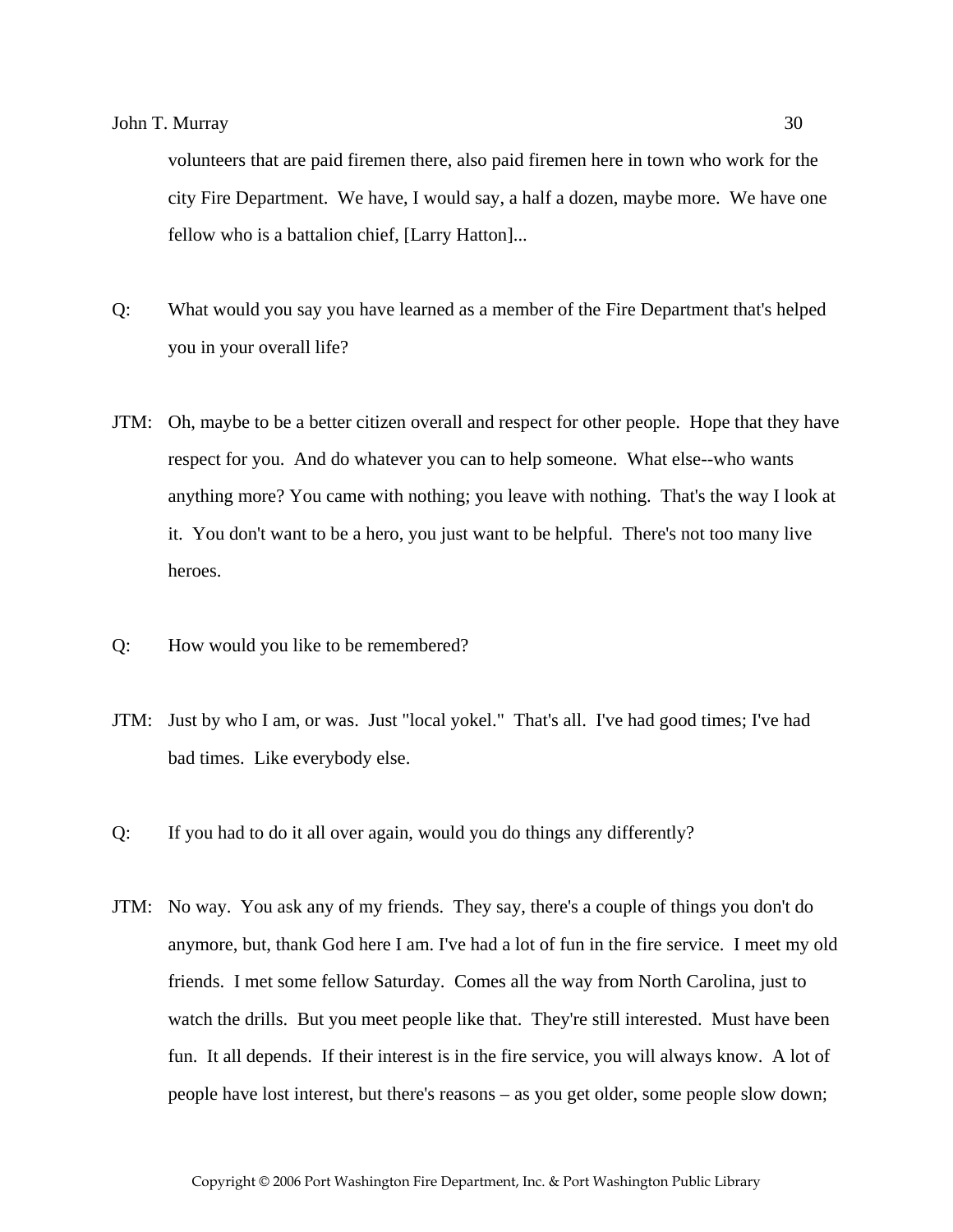volunteers that are paid firemen there, also paid firemen here in town who work for the city Fire Department. We have, I would say, a half a dozen, maybe more. We have one fellow who is a battalion chief, [Larry Hatton]...

Q: What would you say you have learned as a member of the Fire Department that's helped you in your overall life?

JTM: Oh, maybe to be a better citizen overall and respect for other people. Hope that they have respect for you. And do whatever you can to help someone. What else--who wants anything more? You came with nothing; you leave with nothing. That's the way I look at it. You don't want to be a hero, you just want to be helpful. There's not too many live heroes.

Q: How would you like to be remembered?

JTM: Just by who I am, or was. Just "local yokel." That's all. I've had good times; I've had bad times. Like everybody else.

Q: If you had to do it all over again, would you do things any differently?

JTM: No way. You ask any of my friends. They say, there's a couple of things you don't do anymore, but, thank God here I am. I've had a lot of fun in the fire service. I meet my old friends. I met some fellow Saturday. Comes all the way from North Carolina, just to watch the drills. But you meet people like that. They're still interested. Must have been fun. It all depends. If their interest is in the fire service, you will always know. A lot of people have lost interest, but there's reasons – as you get older, some people slow down;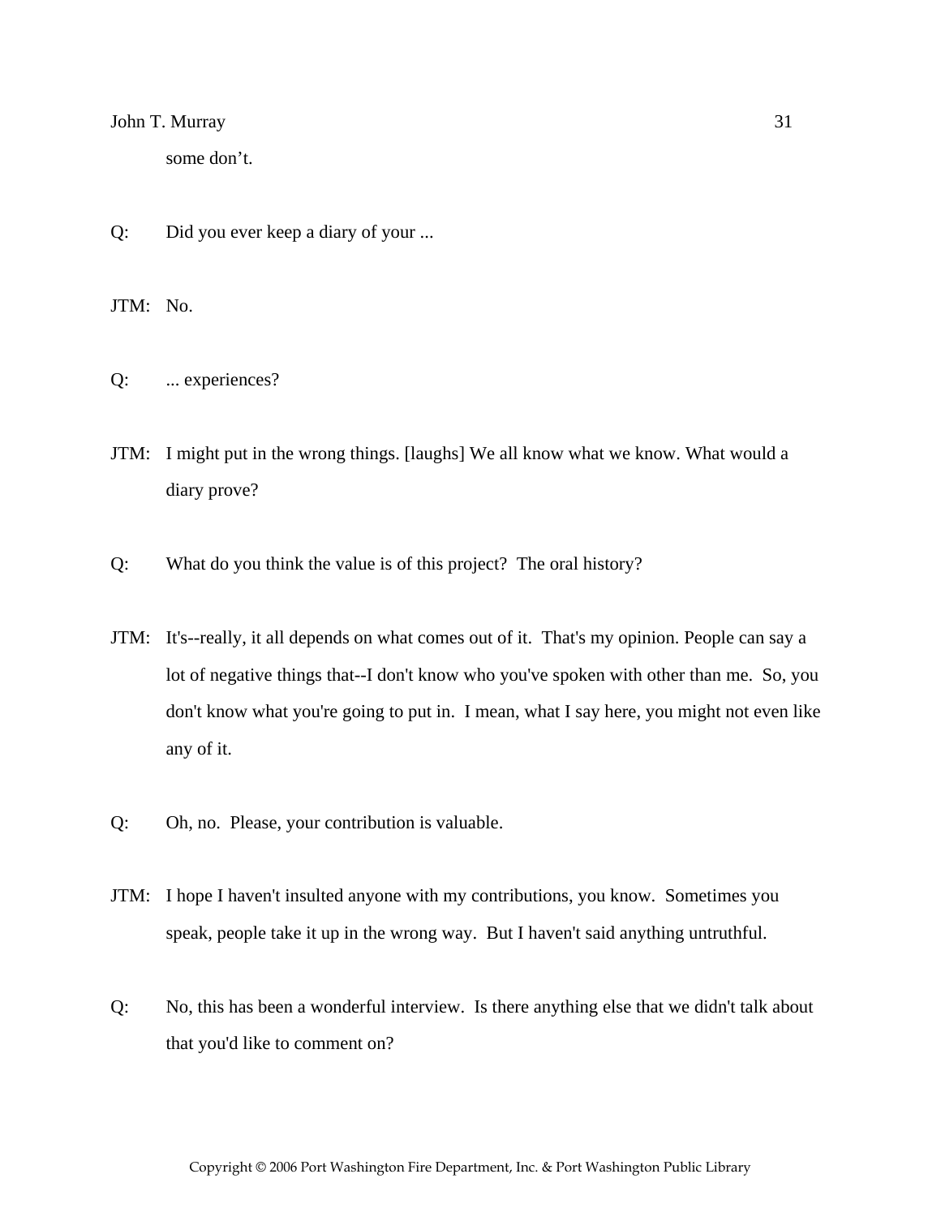some don’t.

Q: Did you ever keep a diary of your ...

JTM: No.

Q: ... experiences?

JTM: I might put in the wrong things. [laughs] We all know what we know. What would a diary prove?

Q: What do you think the value is of this project? The oral history?

JTM: It's--really, it all depends on what comes out of it. That's my opinion. People can say a lot of negative things that--I don't know who you've spoken with other than me. So, you don't know what you're going to put in. I mean, what I say here, you might not even like any of it.

Q: Oh, no. Please, your contribution is valuable.

JTM: I hope I haven't insulted anyone with my contributions, you know. Sometimes you speak, people take it up in the wrong way. But I haven't said anything untruthful.

Q: No, this has been a wonderful interview. Is there anything else that we didn't talk about that you'd like to comment on?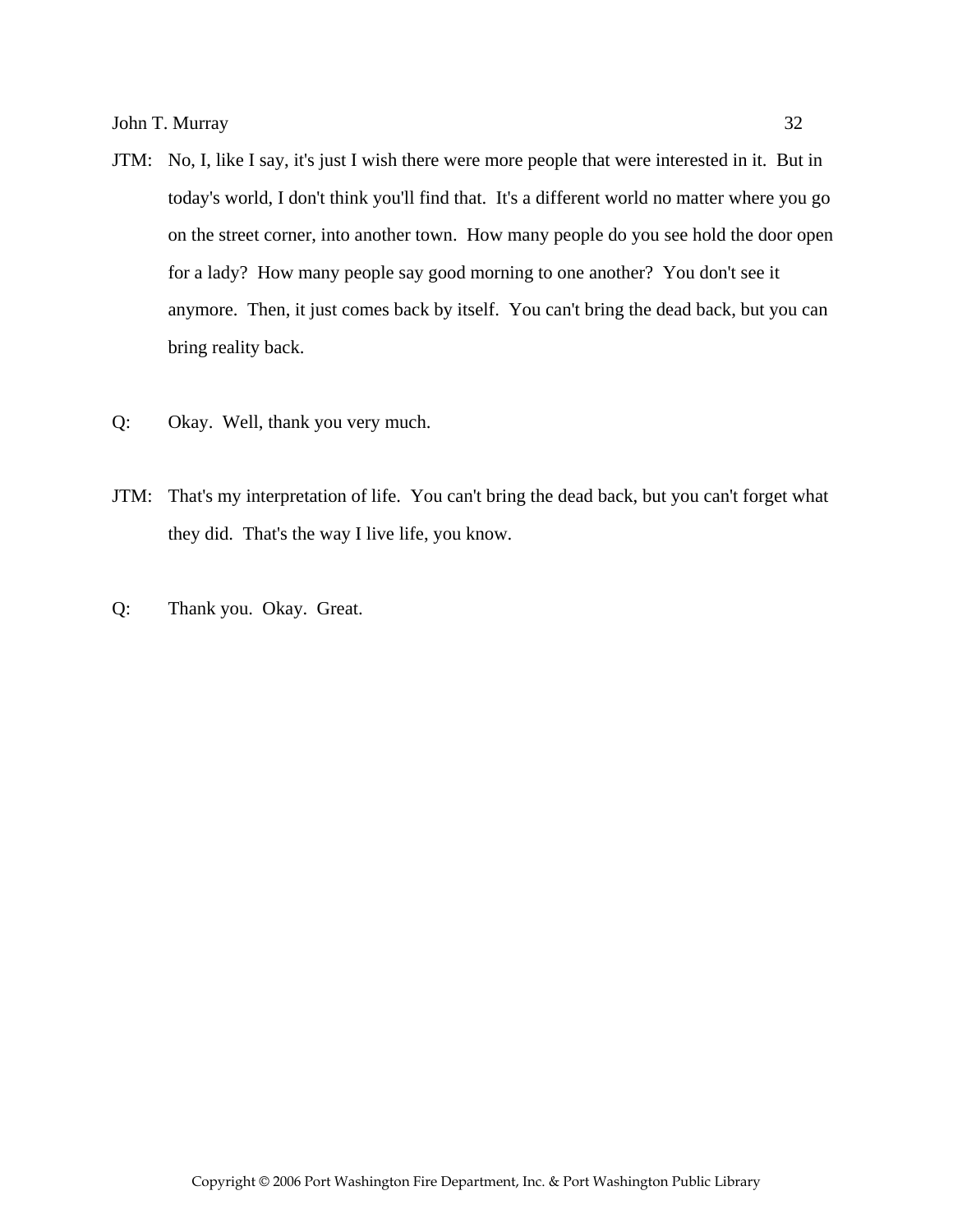JTM: No, I, like I say, it's just I wish there were more people that were interested in it. But in today's world, I don't think you'll find that. It's a different world no matter where you go on the street corner, into another town. How many people do you see hold the door open for a lady? How many people say good morning to one another? You don't see it anymore. Then, it just comes back by itself. You can't bring the dead back, but you can bring reality back.

Q: Okay. Well, thank you very much.

JTM: That's my interpretation of life. You can't bring the dead back, but you can't forget what they did. That's the way I live life, you know.

Q: Thank you. Okay. Great.